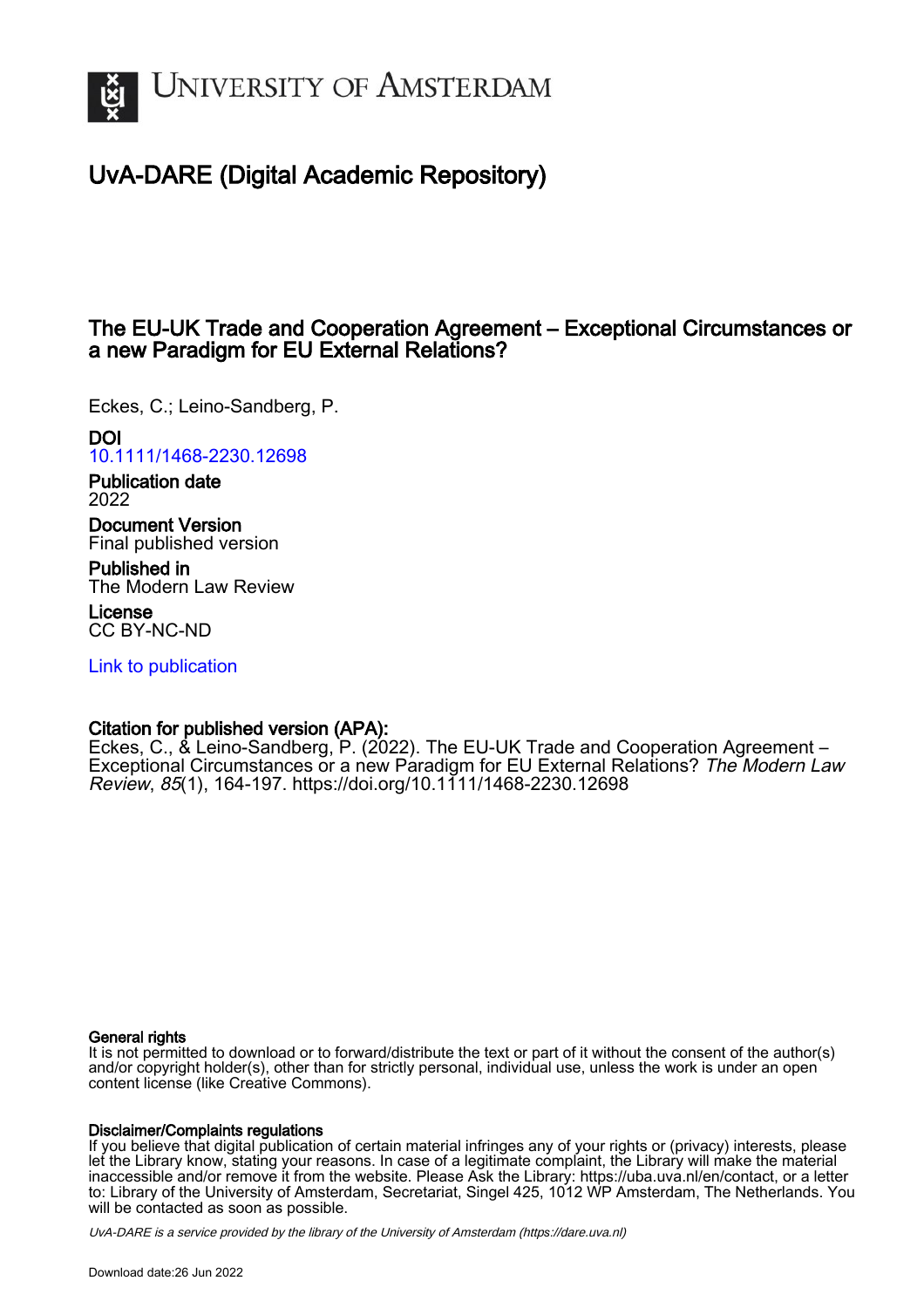# University of Amsterdam

## UvA-DARE (Digital Academic Repository)

### The EU-UK Trade and Cooperation Agreement – Exceptional Circumstances or a new Paradigm for EU External Relations?

Eckes, C.; Leino-Sandberg, P.

**DOI**
10.1111/1468-2230.12698

**Publication date**
2022

**Document Version**
Final published version

**Published in**
The Modern Law Review

**License**
CC BY-NC-ND

Link to publication

**Citation for published version (APA):**
Eckes, C., & Leino-Sandberg, P. (2022). The EU-UK Trade and Cooperation Agreement – Exceptional Circumstances or a new Paradigm for EU External Relations? *The Modern Law Review*, *85*(1), 164-197. https://doi.org/10.1111/1468-2230.12698

**General rights**
It is not permitted to download or to forward/distribute the text or part of it without the consent of the author(s) and/or copyright holder(s), other than for strictly personal, individual use, unless the work is under an open content license (like Creative Commons).

**Disclaimer/Complaints regulations**
If you believe that digital publication of certain material infringes any of your rights or (privacy) interests, please let the Library know, stating your reasons. In case of a legitimate complaint, the Library will make the material inaccessible and/or remove it from the website. Please Ask the Library: https://uba.uva.nl/en/contact, or a letter to: Library of the University of Amsterdam, Secretariat, Singel 425, 1012 WP Amsterdam, The Netherlands. You will be contacted as soon as possible.

*UvA-DARE is a service provided by the library of the University of Amsterdam (https://dare.uva.nl)*

Download date:26 Jun 2022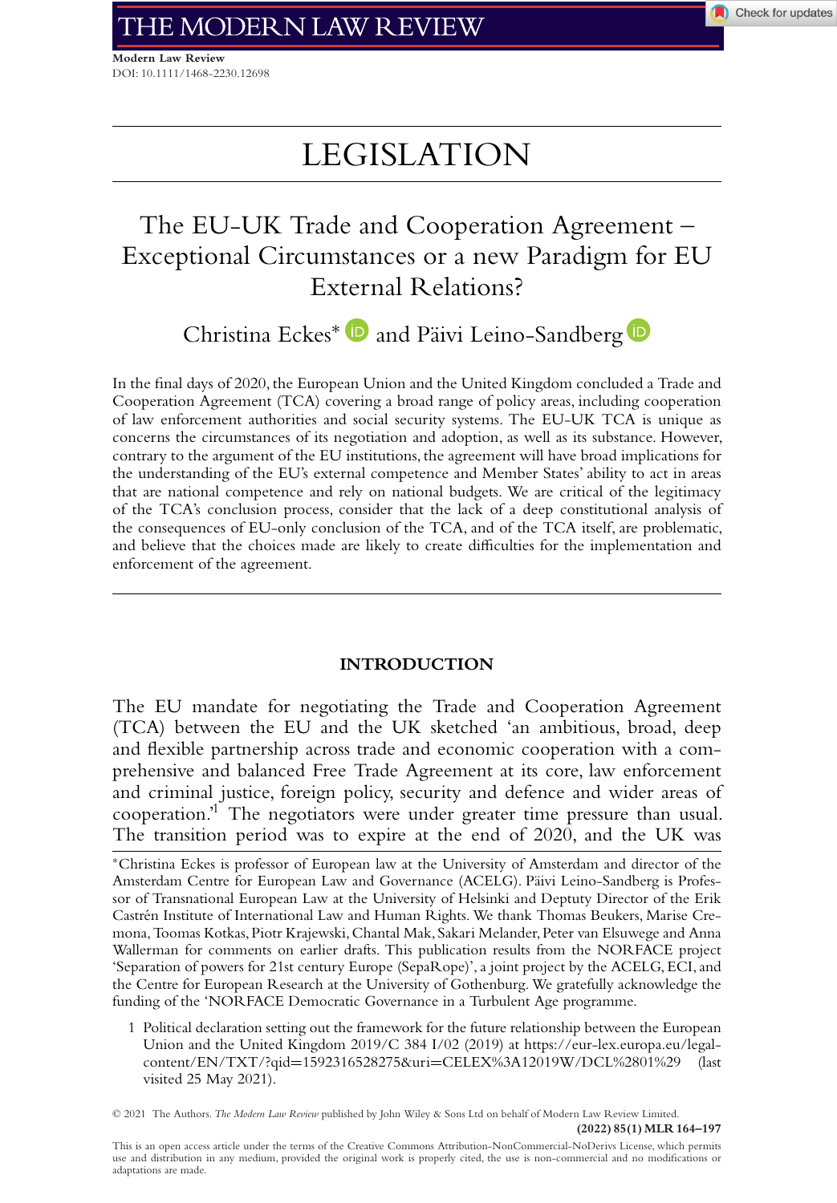Modern Law Review
DOI: 10.1111/1468-2230.12698

# LEGISLATION

## The EU-UK Trade and Cooperation Agreement – Exceptional Circumstances or a new Paradigm for EU External Relations?

Christina Eckes* and Päivi Leino-Sandberg

In the final days of 2020, the European Union and the United Kingdom concluded a Trade and Cooperation Agreement (TCA) covering a broad range of policy areas, including cooperation of law enforcement authorities and social security systems. The EU-UK TCA is unique as concerns the circumstances of its negotiation and adoption, as well as its substance. However, contrary to the argument of the EU institutions, the agreement will have broad implications for the understanding of the EU's external competence and Member States' ability to act in areas that are national competence and rely on national budgets. We are critical of the legitimacy of the TCA's conclusion process, consider that the lack of a deep constitutional analysis of the consequences of EU-only conclusion of the TCA, and of the TCA itself, are problematic, and believe that the choices made are likely to create difficulties for the implementation and enforcement of the agreement.

### INTRODUCTION

The EU mandate for negotiating the Trade and Cooperation Agreement (TCA) between the EU and the UK sketched 'an ambitious, broad, deep and flexible partnership across trade and economic cooperation with a comprehensive and balanced Free Trade Agreement at its core, law enforcement and criminal justice, foreign policy, security and defence and wider areas of cooperation.'[1] The negotiators were under greater time pressure than usual. The transition period was to expire at the end of 2020, and the UK was

*Christina Eckes is professor of European law at the University of Amsterdam and director of the Amsterdam Centre for European Law and Governance (ACELG). Päivi Leino-Sandberg is Professor of Transnational European Law at the University of Helsinki and Deptuty Director of the Erik Castrén Institute of International Law and Human Rights. We thank Thomas Beukers, Marise Cremona, Toomas Kotkas, Piotr Krajewski, Chantal Mak, Sakari Melander, Peter van Elsuwege and Anna Wallerman for comments on earlier drafts. This publication results from the NORFACE project 'Separation of powers for 21st century Europe (SepaRope)', a joint project by the ACELG, ECI, and the Centre for European Research at the University of Gothenburg. We gratefully acknowledge the funding of the 'NORFACE Democratic Governance in a Turbulent Age programme.

1 Political declaration setting out the framework for the future relationship between the European Union and the United Kingdom 2019/C 384 I/02 (2019) at https://eur-lex.europa.eu/legal-content/EN/TXT/?qid=1592316528275&uri=CELEX%3A12019W/DCL%2801%29 (last visited 25 May 2021).

© 2021 The Authors. *The Modern Law Review* published by John Wiley & Sons Ltd on behalf of Modern Law Review Limited.

This is an open access article under the terms of the Creative Commons Attribution-NonCommercial-NoDerivs License, which permits use and distribution in any medium, provided the original work is properly cited, the use is non-commercial and no modifications or adaptations are made.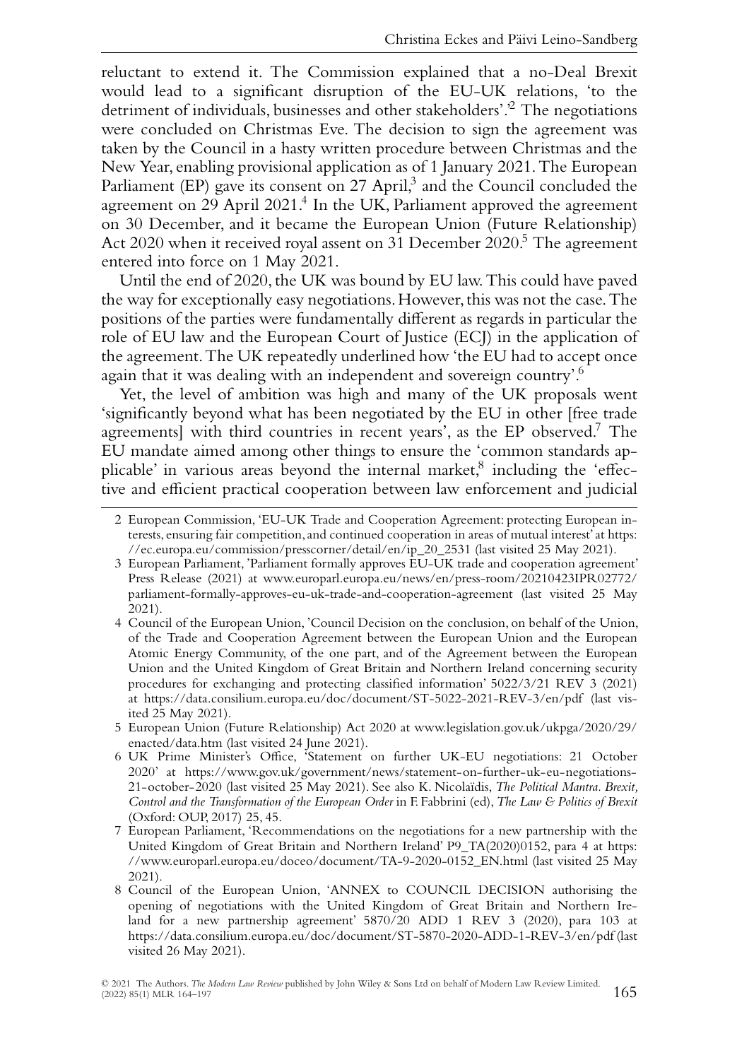reluctant to extend it. The Commission explained that a no-Deal Brexit would lead to a significant disruption of the EU-UK relations, 'to the detriment of individuals, businesses and other stakeholders'.[2] The negotiations were concluded on Christmas Eve. The decision to sign the agreement was taken by the Council in a hasty written procedure between Christmas and the New Year, enabling provisional application as of 1 January 2021. The European Parliament (EP) gave its consent on 27 April,[3] and the Council concluded the agreement on 29 April 2021.[4] In the UK, Parliament approved the agreement on 30 December, and it became the European Union (Future Relationship) Act 2020 when it received royal assent on 31 December 2020.[5] The agreement entered into force on 1 May 2021.

Until the end of 2020, the UK was bound by EU law. This could have paved the way for exceptionally easy negotiations. However, this was not the case. The positions of the parties were fundamentally different as regards in particular the role of EU law and the European Court of Justice (ECJ) in the application of the agreement. The UK repeatedly underlined how 'the EU had to accept once again that it was dealing with an independent and sovereign country'.[6]

Yet, the level of ambition was high and many of the UK proposals went 'significantly beyond what has been negotiated by the EU in other [free trade agreements] with third countries in recent years', as the EP observed.[7] The EU mandate aimed among other things to ensure the 'common standards applicable' in various areas beyond the internal market,[8] including the 'effective and efficient practical cooperation between law enforcement and judicial

---

2 European Commission, 'EU-UK Trade and Cooperation Agreement: protecting European interests, ensuring fair competition, and continued cooperation in areas of mutual interest' at https://ec.europa.eu/commission/presscorner/detail/en/ip_20_2531 (last visited 25 May 2021).

3 European Parliament, 'Parliament formally approves EU-UK trade and cooperation agreement' Press Release (2021) at www.europarl.europa.eu/news/en/press-room/20210423IPR02772/parliament-formally-approves-eu-uk-trade-and-cooperation-agreement (last visited 25 May 2021).

4 Council of the European Union, 'Council Decision on the conclusion, on behalf of the Union, of the Trade and Cooperation Agreement between the European Union and the European Atomic Energy Community, of the one part, and of the Agreement between the European Union and the United Kingdom of Great Britain and Northern Ireland concerning security procedures for exchanging and protecting classified information' 5022/3/21 REV 3 (2021) at https://data.consilium.europa.eu/doc/document/ST-5022-2021-REV-3/en/pdf (last visited 25 May 2021).

5 European Union (Future Relationship) Act 2020 at www.legislation.gov.uk/ukpga/2020/29/enacted/data.htm (last visited 24 June 2021).

6 UK Prime Minister's Office, 'Statement on further UK-EU negotiations: 21 October 2020' at https://www.gov.uk/government/news/statement-on-further-uk-eu-negotiations-21-october-2020 (last visited 25 May 2021). See also K. Nicolaïdis, *The Political Mantra. Brexit, Control and the Transformation of the European Order* in F. Fabbrini (ed), *The Law & Politics of Brexit* (Oxford: OUP, 2017) 25, 45.

7 European Parliament, 'Recommendations on the negotiations for a new partnership with the United Kingdom of Great Britain and Northern Ireland' P9_TA(2020)0152, para 4 at https://www.europarl.europa.eu/doceo/document/TA-9-2020-0152_EN.html (last visited 25 May 2021).

8 Council of the European Union, 'ANNEX to COUNCIL DECISION authorising the opening of negotiations with the United Kingdom of Great Britain and Northern Ireland for a new partnership agreement' 5870/20 ADD 1 REV 3 (2020), para 103 at https://data.consilium.europa.eu/doc/document/ST-5870-2020-ADD-1-REV-3/en/pdf (last visited 26 May 2021).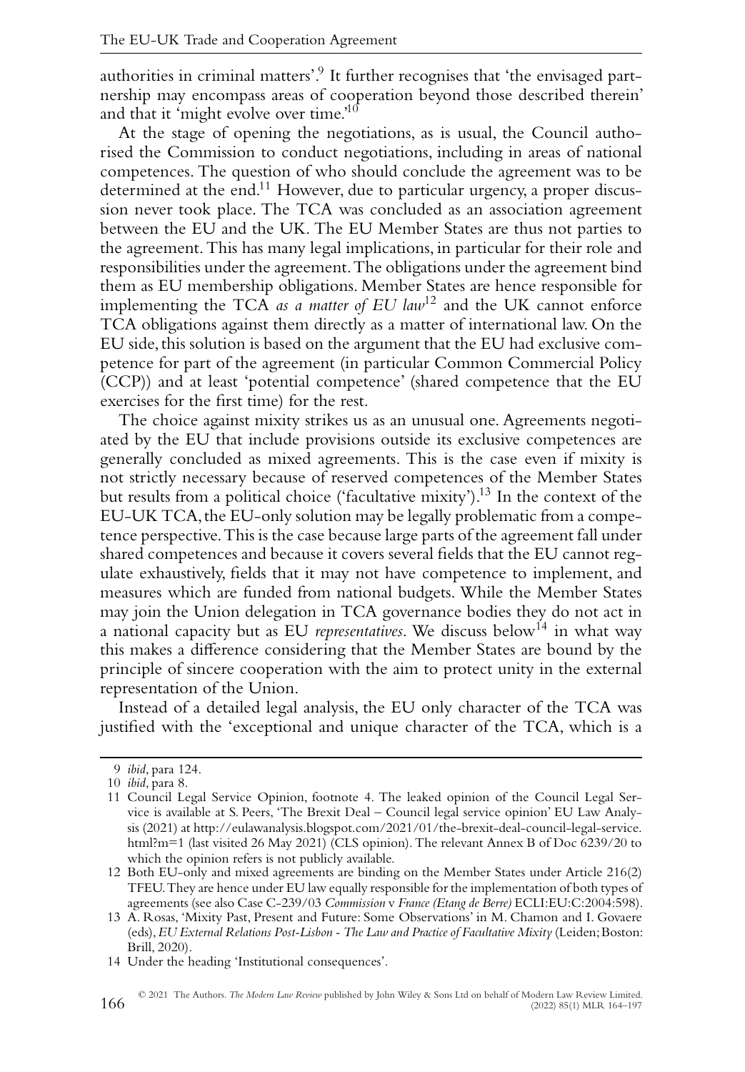authorities in criminal matters'.[9] It further recognises that 'the envisaged partnership may encompass areas of cooperation beyond those described therein' and that it 'might evolve over time.'[10]

At the stage of opening the negotiations, as is usual, the Council authorised the Commission to conduct negotiations, including in areas of national competences. The question of who should conclude the agreement was to be determined at the end.[11] However, due to particular urgency, a proper discussion never took place. The TCA was concluded as an association agreement between the EU and the UK. The EU Member States are thus not parties to the agreement. This has many legal implications, in particular for their role and responsibilities under the agreement. The obligations under the agreement bind them as EU membership obligations. Member States are hence responsible for implementing the TCA *as a matter of EU law*[12] and the UK cannot enforce TCA obligations against them directly as a matter of international law. On the EU side, this solution is based on the argument that the EU had exclusive competence for part of the agreement (in particular Common Commercial Policy (CCP)) and at least 'potential competence' (shared competence that the EU exercises for the first time) for the rest.

The choice against mixity strikes us as an unusual one. Agreements negotiated by the EU that include provisions outside its exclusive competences are generally concluded as mixed agreements. This is the case even if mixity is not strictly necessary because of reserved competences of the Member States but results from a political choice ('facultative mixity').[13] In the context of the EU-UK TCA, the EU-only solution may be legally problematic from a competence perspective. This is the case because large parts of the agreement fall under shared competences and because it covers several fields that the EU cannot regulate exhaustively, fields that it may not have competence to implement, and measures which are funded from national budgets. While the Member States may join the Union delegation in TCA governance bodies they do not act in a national capacity but as EU *representatives*. We discuss below[14] in what way this makes a difference considering that the Member States are bound by the principle of sincere cooperation with the aim to protect unity in the external representation of the Union.

Instead of a detailed legal analysis, the EU only character of the TCA was justified with the 'exceptional and unique character of the TCA, which is a

---

9 *ibid*, para 124.

10 *ibid*, para 8.

11 Council Legal Service Opinion, footnote 4. The leaked opinion of the Council Legal Service is available at S. Peers, 'The Brexit Deal – Council legal service opinion' EU Law Analysis (2021) at http://eulawanalysis.blogspot.com/2021/01/the-brexit-deal-council-legal-service.html?m=1 (last visited 26 May 2021) (CLS opinion). The relevant Annex B of Doc 6239/20 to which the opinion refers is not publicly available.

12 Both EU-only and mixed agreements are binding on the Member States under Article 216(2) TFEU. They are hence under EU law equally responsible for the implementation of both types of agreements (see also Case C-239/03 *Commission* v *France (Etang de Berre)* ECLI:EU:C:2004:598).

13 A. Rosas, 'Mixity Past, Present and Future: Some Observations' in M. Chamon and I. Govaere (eds), *EU External Relations Post-Lisbon - The Law and Practice of Facultative Mixity* (Leiden; Boston: Brill, 2020).

14 Under the heading 'Institutional consequences'.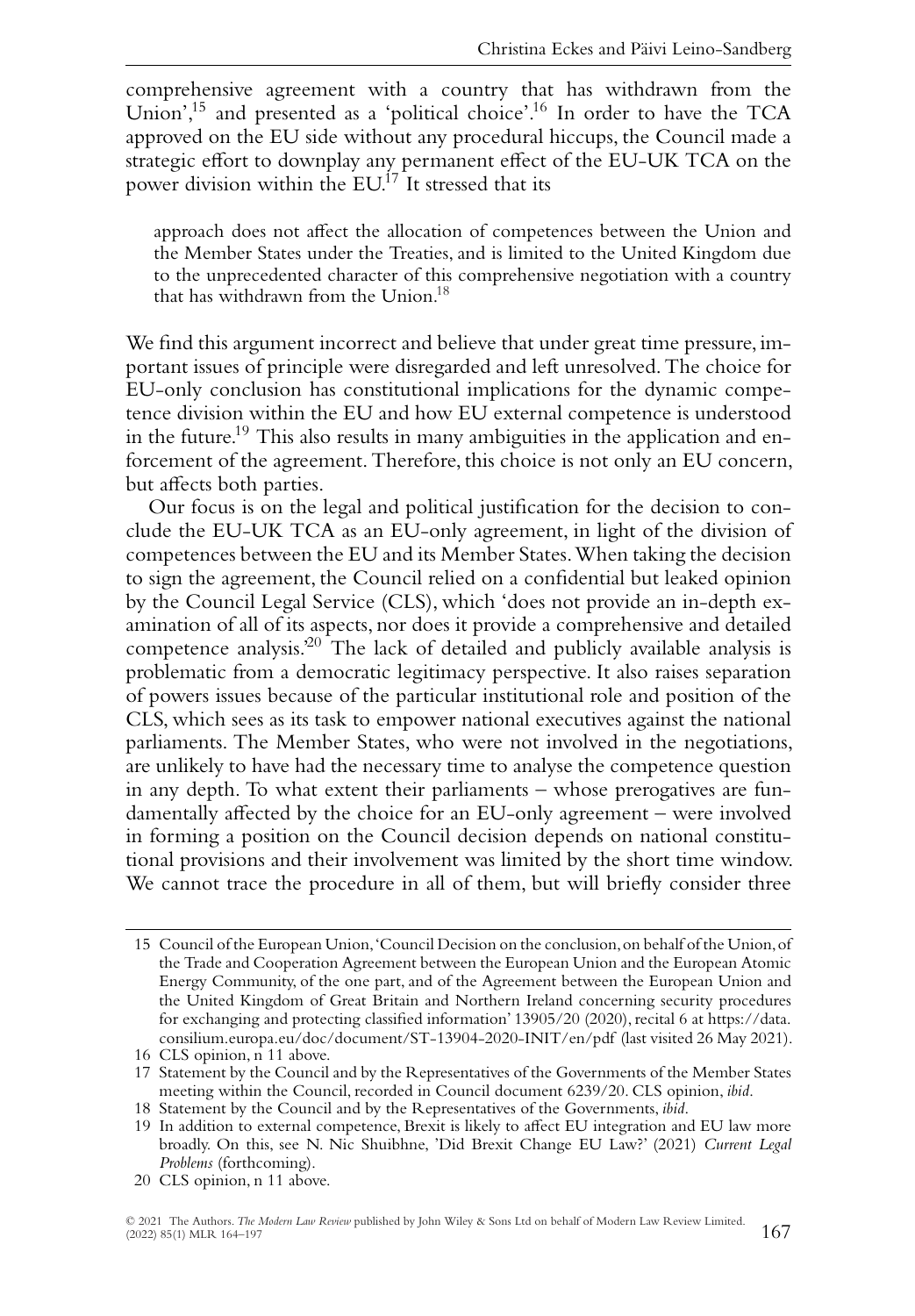comprehensive agreement with a country that has withdrawn from the Union',[15] and presented as a 'political choice'.[16] In order to have the TCA approved on the EU side without any procedural hiccups, the Council made a strategic effort to downplay any permanent effect of the EU-UK TCA on the power division within the EU.[17] It stressed that its

> approach does not affect the allocation of competences between the Union and the Member States under the Treaties, and is limited to the United Kingdom due to the unprecedented character of this comprehensive negotiation with a country that has withdrawn from the Union.[18]

We find this argument incorrect and believe that under great time pressure, important issues of principle were disregarded and left unresolved. The choice for EU-only conclusion has constitutional implications for the dynamic competence division within the EU and how EU external competence is understood in the future.[19] This also results in many ambiguities in the application and enforcement of the agreement. Therefore, this choice is not only an EU concern, but affects both parties.

Our focus is on the legal and political justification for the decision to conclude the EU-UK TCA as an EU-only agreement, in light of the division of competences between the EU and its Member States. When taking the decision to sign the agreement, the Council relied on a confidential but leaked opinion by the Council Legal Service (CLS), which 'does not provide an in-depth examination of all of its aspects, nor does it provide a comprehensive and detailed competence analysis.'[20] The lack of detailed and publicly available analysis is problematic from a democratic legitimacy perspective. It also raises separation of powers issues because of the particular institutional role and position of the CLS, which sees as its task to empower national executives against the national parliaments. The Member States, who were not involved in the negotiations, are unlikely to have had the necessary time to analyse the competence question in any depth. To what extent their parliaments – whose prerogatives are fundamentally affected by the choice for an EU-only agreement – were involved in forming a position on the Council decision depends on national constitutional provisions and their involvement was limited by the short time window. We cannot trace the procedure in all of them, but will briefly consider three

---

15 Council of the European Union, 'Council Decision on the conclusion, on behalf of the Union, of the Trade and Cooperation Agreement between the European Union and the European Atomic Energy Community, of the one part, and of the Agreement between the European Union and the United Kingdom of Great Britain and Northern Ireland concerning security procedures for exchanging and protecting classified information' 13905/20 (2020), recital 6 at https://data.consilium.europa.eu/doc/document/ST-13904-2020-INIT/en/pdf (last visited 26 May 2021).

16 CLS opinion, n 11 above.

17 Statement by the Council and by the Representatives of the Governments of the Member States meeting within the Council, recorded in Council document 6239/20. CLS opinion, *ibid*.

18 Statement by the Council and by the Representatives of the Governments, *ibid*.

19 In addition to external competence, Brexit is likely to affect EU integration and EU law more broadly. On this, see N. Nic Shuibhne, 'Did Brexit Change EU Law?' (2021) *Current Legal Problems* (forthcoming).

20 CLS opinion, n 11 above.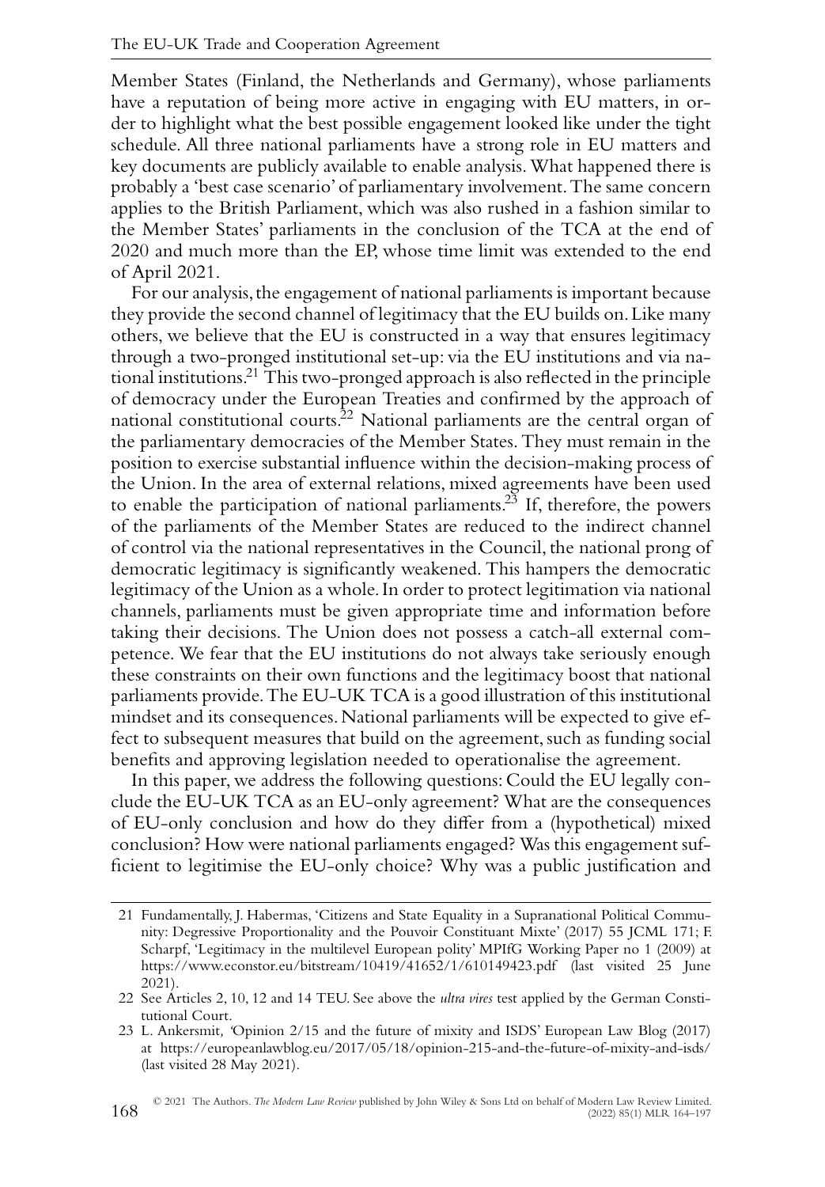Member States (Finland, the Netherlands and Germany), whose parliaments have a reputation of being more active in engaging with EU matters, in order to highlight what the best possible engagement looked like under the tight schedule. All three national parliaments have a strong role in EU matters and key documents are publicly available to enable analysis. What happened there is probably a 'best case scenario' of parliamentary involvement. The same concern applies to the British Parliament, which was also rushed in a fashion similar to the Member States' parliaments in the conclusion of the TCA at the end of 2020 and much more than the EP, whose time limit was extended to the end of April 2021.

For our analysis, the engagement of national parliaments is important because they provide the second channel of legitimacy that the EU builds on. Like many others, we believe that the EU is constructed in a way that ensures legitimacy through a two-pronged institutional set-up: via the EU institutions and via national institutions.[21] This two-pronged approach is also reflected in the principle of democracy under the European Treaties and confirmed by the approach of national constitutional courts.[22] National parliaments are the central organ of the parliamentary democracies of the Member States. They must remain in the position to exercise substantial influence within the decision-making process of the Union. In the area of external relations, mixed agreements have been used to enable the participation of national parliaments.[23] If, therefore, the powers of the parliaments of the Member States are reduced to the indirect channel of control via the national representatives in the Council, the national prong of democratic legitimacy is significantly weakened. This hampers the democratic legitimacy of the Union as a whole. In order to protect legitimation via national channels, parliaments must be given appropriate time and information before taking their decisions. The Union does not possess a catch-all external competence. We fear that the EU institutions do not always take seriously enough these constraints on their own functions and the legitimacy boost that national parliaments provide. The EU-UK TCA is a good illustration of this institutional mindset and its consequences. National parliaments will be expected to give effect to subsequent measures that build on the agreement, such as funding social benefits and approving legislation needed to operationalise the agreement.

In this paper, we address the following questions: Could the EU legally conclude the EU-UK TCA as an EU-only agreement? What are the consequences of EU-only conclusion and how do they differ from a (hypothetical) mixed conclusion? How were national parliaments engaged? Was this engagement sufficient to legitimise the EU-only choice? Why was a public justification and

---

21 Fundamentally, J. Habermas, 'Citizens and State Equality in a Supranational Political Community: Degressive Proportionality and the Pouvoir Constituant Mixte' (2017) 55 JCML 171; F. Scharpf, 'Legitimacy in the multilevel European polity' MPIfG Working Paper no 1 (2009) at https://www.econstor.eu/bitstream/10419/41652/1/610149423.pdf (last visited 25 June 2021).

22 See Articles 2, 10, 12 and 14 TEU. See above the *ultra vires* test applied by the German Constitutional Court.

23 L. Ankersmit, 'Opinion 2/15 and the future of mixity and ISDS' European Law Blog (2017) at https://europeanlawblog.eu/2017/05/18/opinion-215-and-the-future-of-mixity-and-isds/ (last visited 28 May 2021).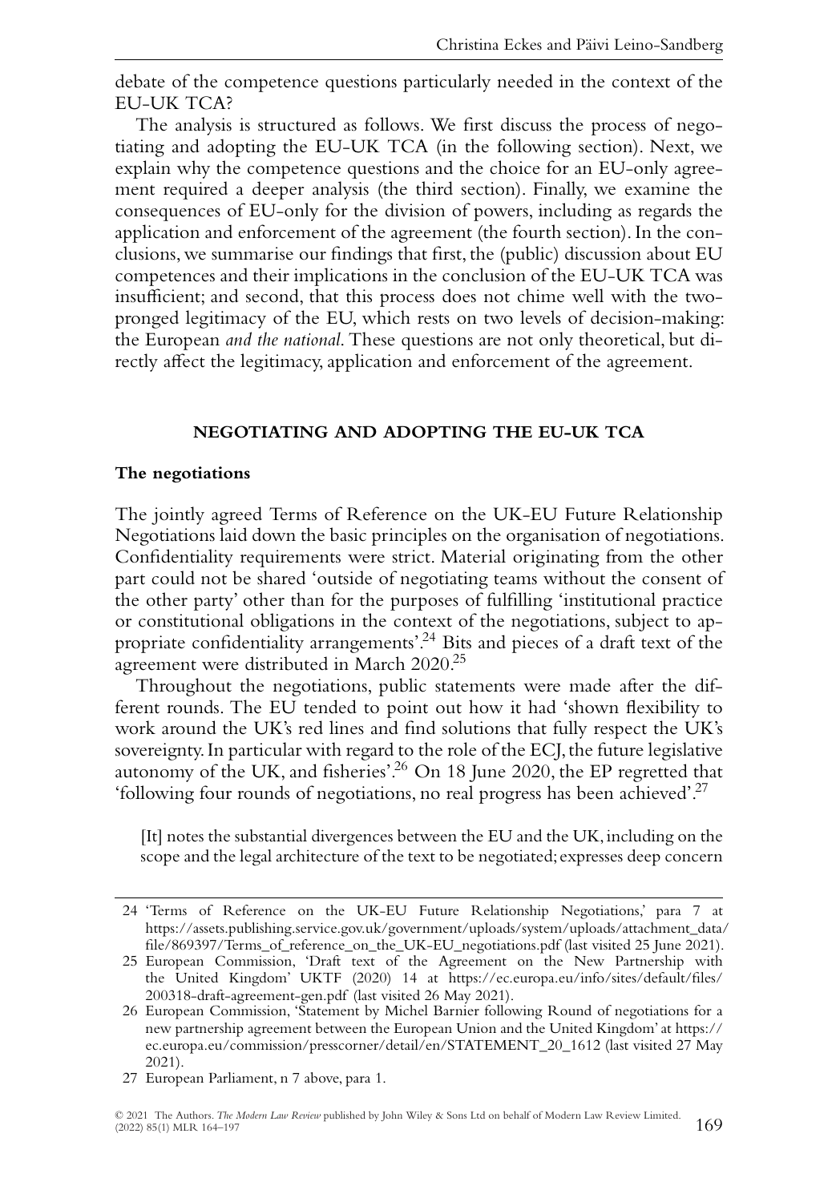debate of the competence questions particularly needed in the context of the EU-UK TCA?

The analysis is structured as follows. We first discuss the process of negotiating and adopting the EU-UK TCA (in the following section). Next, we explain why the competence questions and the choice for an EU-only agreement required a deeper analysis (the third section). Finally, we examine the consequences of EU-only for the division of powers, including as regards the application and enforcement of the agreement (the fourth section). In the conclusions, we summarise our findings that first, the (public) discussion about EU competences and their implications in the conclusion of the EU-UK TCA was insufficient; and second, that this process does not chime well with the two-pronged legitimacy of the EU, which rests on two levels of decision-making: the European *and the national*. These questions are not only theoretical, but directly affect the legitimacy, application and enforcement of the agreement.

## NEGOTIATING AND ADOPTING THE EU-UK TCA

### The negotiations

The jointly agreed Terms of Reference on the UK-EU Future Relationship Negotiations laid down the basic principles on the organisation of negotiations. Confidentiality requirements were strict. Material originating from the other part could not be shared 'outside of negotiating teams without the consent of the other party' other than for the purposes of fulfilling 'institutional practice or constitutional obligations in the context of the negotiations, subject to appropriate confidentiality arrangements'.[24] Bits and pieces of a draft text of the agreement were distributed in March 2020.[25]

Throughout the negotiations, public statements were made after the different rounds. The EU tended to point out how it had 'shown flexibility to work around the UK's red lines and find solutions that fully respect the UK's sovereignty. In particular with regard to the role of the ECJ, the future legislative autonomy of the UK, and fisheries'.[26] On 18 June 2020, the EP regretted that 'following four rounds of negotiations, no real progress has been achieved'.[27]

> [It] notes the substantial divergences between the EU and the UK, including on the scope and the legal architecture of the text to be negotiated; expresses deep concern

---

24 'Terms of Reference on the UK-EU Future Relationship Negotiations,' para 7 at https://assets.publishing.service.gov.uk/government/uploads/system/uploads/attachment_data/file/869397/Terms_of_reference_on_the_UK-EU_negotiations.pdf (last visited 25 June 2021).

25 European Commission, 'Draft text of the Agreement on the New Partnership with the United Kingdom' UKTF (2020) 14 at https://ec.europa.eu/info/sites/default/files/200318-draft-agreement-gen.pdf (last visited 26 May 2021).

26 European Commission, 'Statement by Michel Barnier following Round of negotiations for a new partnership agreement between the European Union and the United Kingdom' at https://ec.europa.eu/commission/presscorner/detail/en/STATEMENT_20_1612 (last visited 27 May 2021).

27 European Parliament, n 7 above, para 1.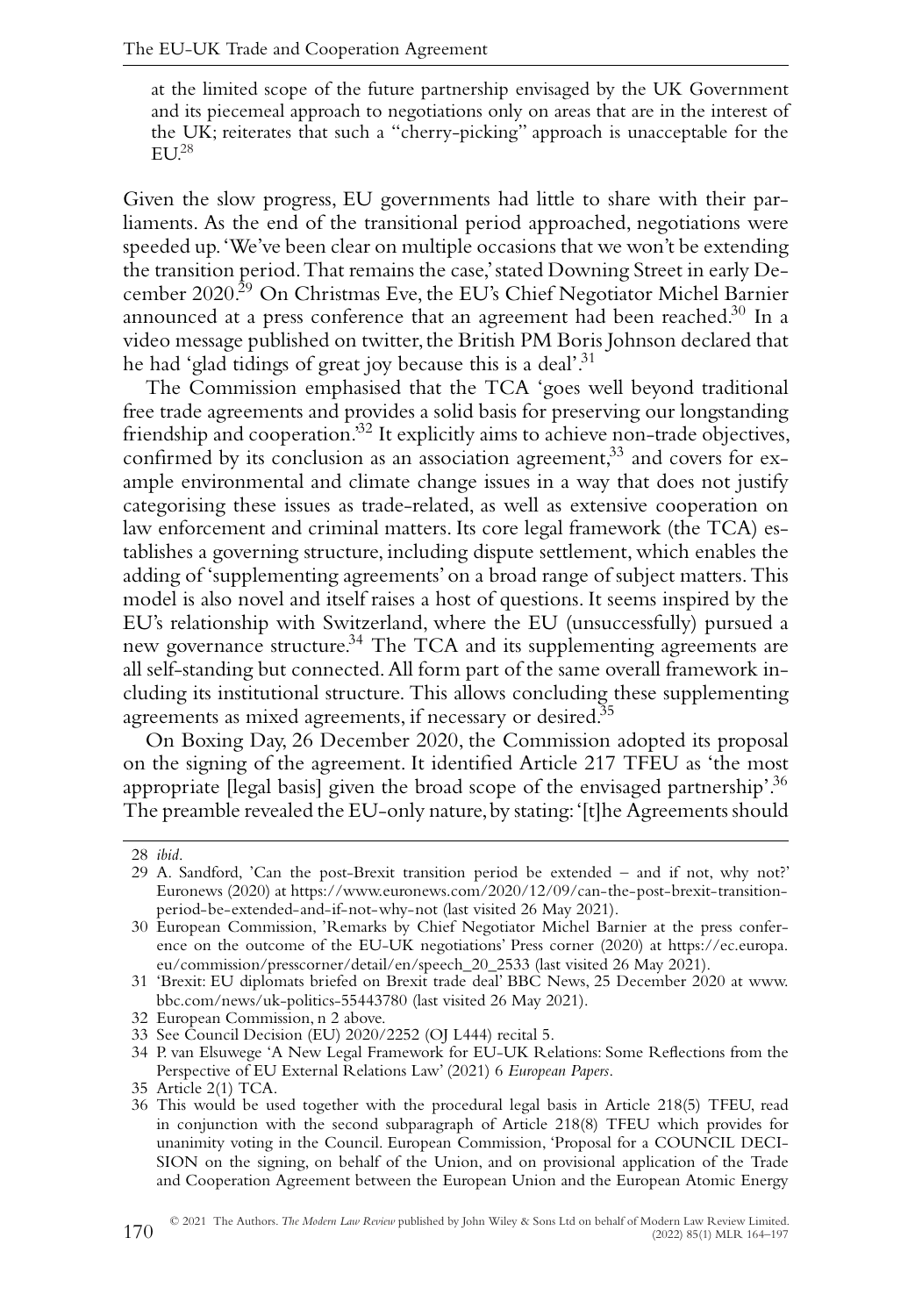at the limited scope of the future partnership envisaged by the UK Government and its piecemeal approach to negotiations only on areas that are in the interest of the UK; reiterates that such a "cherry-picking" approach is unacceptable for the EU.[28]

Given the slow progress, EU governments had little to share with their parliaments. As the end of the transitional period approached, negotiations were speeded up. 'We've been clear on multiple occasions that we won't be extending the transition period. That remains the case,' stated Downing Street in early December 2020.[29] On Christmas Eve, the EU's Chief Negotiator Michel Barnier announced at a press conference that an agreement had been reached.[30] In a video message published on twitter, the British PM Boris Johnson declared that he had 'glad tidings of great joy because this is a deal'.[31]

The Commission emphasised that the TCA 'goes well beyond traditional free trade agreements and provides a solid basis for preserving our longstanding friendship and cooperation.'[32] It explicitly aims to achieve non-trade objectives, confirmed by its conclusion as an association agreement,[33] and covers for example environmental and climate change issues in a way that does not justify categorising these issues as trade-related, as well as extensive cooperation on law enforcement and criminal matters. Its core legal framework (the TCA) establishes a governing structure, including dispute settlement, which enables the adding of 'supplementing agreements' on a broad range of subject matters. This model is also novel and itself raises a host of questions. It seems inspired by the EU's relationship with Switzerland, where the EU (unsuccessfully) pursued a new governance structure.[34] The TCA and its supplementing agreements are all self-standing but connected. All form part of the same overall framework including its institutional structure. This allows concluding these supplementing agreements as mixed agreements, if necessary or desired.[35]

On Boxing Day, 26 December 2020, the Commission adopted its proposal on the signing of the agreement. It identified Article 217 TFEU as 'the most appropriate [legal basis] given the broad scope of the envisaged partnership'.[36] The preamble revealed the EU-only nature, by stating: '[t]he Agreements should

---

28 *ibid*.

29 A. Sandford, 'Can the post-Brexit transition period be extended – and if not, why not?' Euronews (2020) at https://www.euronews.com/2020/12/09/can-the-post-brexit-transition-period-be-extended-and-if-not-why-not (last visited 26 May 2021).

30 European Commission, 'Remarks by Chief Negotiator Michel Barnier at the press conference on the outcome of the EU-UK negotiations' Press corner (2020) at https://ec.europa.eu/commission/presscorner/detail/en/speech_20_2533 (last visited 26 May 2021).

31 'Brexit: EU diplomats briefed on Brexit trade deal' BBC News, 25 December 2020 at www.bbc.com/news/uk-politics-55443780 (last visited 26 May 2021).

32 European Commission, n 2 above.

33 See Council Decision (EU) 2020/2252 (OJ L444) recital 5.

34 P. van Elsuwege 'A New Legal Framework for EU-UK Relations: Some Reflections from the Perspective of EU External Relations Law' (2021) 6 *European Papers*.

35 Article 2(1) TCA.

36 This would be used together with the procedural legal basis in Article 218(5) TFEU, read in conjunction with the second subparagraph of Article 218(8) TFEU which provides for unanimity voting in the Council. European Commission, 'Proposal for a COUNCIL DECISION on the signing, on behalf of the Union, and on provisional application of the Trade and Cooperation Agreement between the European Union and the European Atomic Energy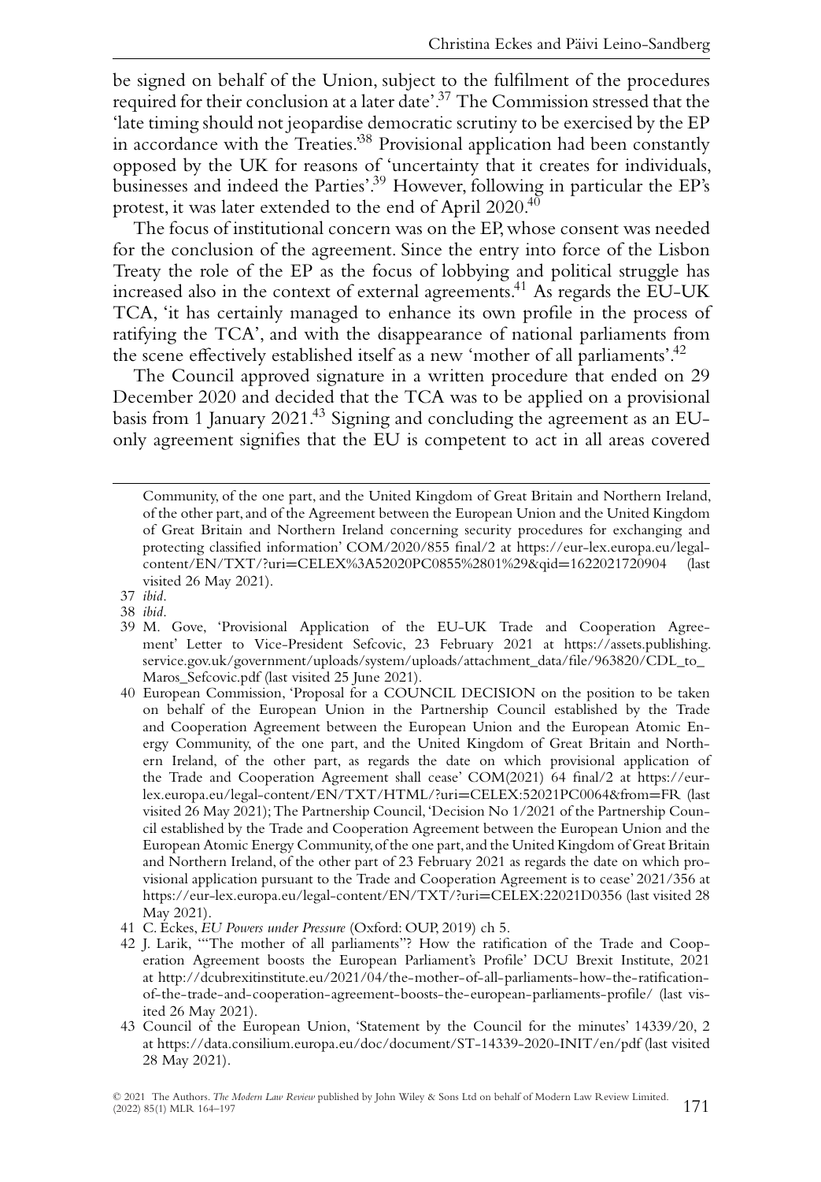be signed on behalf of the Union, subject to the fulfilment of the procedures required for their conclusion at a later date'.[37] The Commission stressed that the 'late timing should not jeopardise democratic scrutiny to be exercised by the EP in accordance with the Treaties.'[38] Provisional application had been constantly opposed by the UK for reasons of 'uncertainty that it creates for individuals, businesses and indeed the Parties'.[39] However, following in particular the EP's protest, it was later extended to the end of April 2020.[40]

The focus of institutional concern was on the EP, whose consent was needed for the conclusion of the agreement. Since the entry into force of the Lisbon Treaty the role of the EP as the focus of lobbying and political struggle has increased also in the context of external agreements.[41] As regards the EU-UK TCA, 'it has certainly managed to enhance its own profile in the process of ratifying the TCA', and with the disappearance of national parliaments from the scene effectively established itself as a new 'mother of all parliaments'.[42]

The Council approved signature in a written procedure that ended on 29 December 2020 and decided that the TCA was to be applied on a provisional basis from 1 January 2021.[43] Signing and concluding the agreement as an EU-only agreement signifies that the EU is competent to act in all areas covered

---

Community, of the one part, and the United Kingdom of Great Britain and Northern Ireland, of the other part, and of the Agreement between the European Union and the United Kingdom of Great Britain and Northern Ireland concerning security procedures for exchanging and protecting classified information' COM/2020/855 final/2 at https://eur-lex.europa.eu/legal-content/EN/TXT/?uri=CELEX%3A52020PC0855%2801%29&qid=1622021720904 (last visited 26 May 2021).

37 *ibid*.

38 *ibid*.

39 M. Gove, 'Provisional Application of the EU-UK Trade and Cooperation Agreement' Letter to Vice-President Sefcovic, 23 February 2021 at https://assets.publishing.service.gov.uk/government/uploads/system/uploads/attachment_data/file/963820/CDL_to_Maros_Sefcovic.pdf (last visited 25 June 2021).

40 European Commission, 'Proposal for a COUNCIL DECISION on the position to be taken on behalf of the European Union in the Partnership Council established by the Trade and Cooperation Agreement between the European Union and the European Atomic Energy Community, of the one part, and the United Kingdom of Great Britain and Northern Ireland, of the other part, as regards the date on which provisional application of the Trade and Cooperation Agreement shall cease' COM(2021) 64 final/2 at https://eur-lex.europa.eu/legal-content/EN/TXT/HTML/?uri=CELEX:52021PC0064&from=FR (last visited 26 May 2021); The Partnership Council, 'Decision No 1/2021 of the Partnership Council established by the Trade and Cooperation Agreement between the European Union and the European Atomic Energy Community, of the one part, and the United Kingdom of Great Britain and Northern Ireland, of the other part of 23 February 2021 as regards the date on which provisional application pursuant to the Trade and Cooperation Agreement is to cease' 2021/356 at https://eur-lex.europa.eu/legal-content/EN/TXT/?uri=CELEX:22021D0356 (last visited 28 May 2021).

41 C. Eckes, *EU Powers under Pressure* (Oxford: OUP, 2019) ch 5.

42 J. Larik, '"The mother of all parliaments"? How the ratification of the Trade and Cooperation Agreement boosts the European Parliament's Profile' DCU Brexit Institute, 2021 at http://dcubrexitinstitute.eu/2021/04/the-mother-of-all-parliaments-how-the-ratification-of-the-trade-and-cooperation-agreement-boosts-the-european-parliaments-profile/ (last visited 26 May 2021).

43 Council of the European Union, 'Statement by the Council for the minutes' 14339/20, 2 at https://data.consilium.europa.eu/doc/document/ST-14339-2020-INIT/en/pdf (last visited 28 May 2021).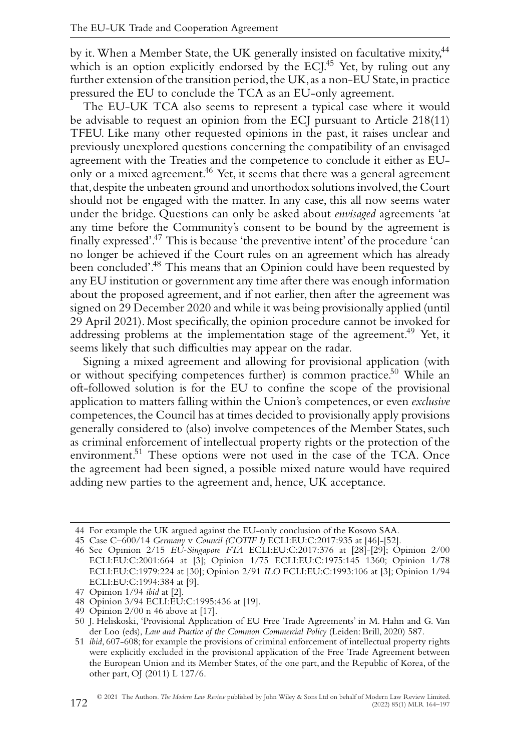by it. When a Member State, the UK generally insisted on facultative mixity,[44] which is an option explicitly endorsed by the ECJ.[45] Yet, by ruling out any further extension of the transition period, the UK, as a non-EU State, in practice pressured the EU to conclude the TCA as an EU-only agreement.

The EU-UK TCA also seems to represent a typical case where it would be advisable to request an opinion from the ECJ pursuant to Article 218(11) TFEU. Like many other requested opinions in the past, it raises unclear and previously unexplored questions concerning the compatibility of an envisaged agreement with the Treaties and the competence to conclude it either as EU-only or a mixed agreement.[46] Yet, it seems that there was a general agreement that, despite the unbeaten ground and unorthodox solutions involved, the Court should not be engaged with the matter. In any case, this all now seems water under the bridge. Questions can only be asked about *envisaged* agreements 'at any time before the Community's consent to be bound by the agreement is finally expressed'.[47] This is because 'the preventive intent' of the procedure 'can no longer be achieved if the Court rules on an agreement which has already been concluded'.[48] This means that an Opinion could have been requested by any EU institution or government any time after there was enough information about the proposed agreement, and if not earlier, then after the agreement was signed on 29 December 2020 and while it was being provisionally applied (until 29 April 2021). Most specifically, the opinion procedure cannot be invoked for addressing problems at the implementation stage of the agreement.[49] Yet, it seems likely that such difficulties may appear on the radar.

Signing a mixed agreement and allowing for provisional application (with or without specifying competences further) is common practice.[50] While an oft-followed solution is for the EU to confine the scope of the provisional application to matters falling within the Union's competences, or even *exclusive* competences, the Council has at times decided to provisionally apply provisions generally considered to (also) involve competences of the Member States, such as criminal enforcement of intellectual property rights or the protection of the environment.[51] These options were not used in the case of the TCA. Once the agreement had been signed, a possible mixed nature would have required adding new parties to the agreement and, hence, UK acceptance.

---

44 For example the UK argued against the EU-only conclusion of the Kosovo SAA.

45 Case C–600/14 *Germany* v *Council (COTIF I)* ECLI:EU:C:2017:935 at [46]-[52].

46 See Opinion 2/15 *EU-Singapore FTA* ECLI:EU:C:2017:376 at [28]-[29]; Opinion 2/00 ECLI:EU:C:2001:664 at [3]; Opinion 1/75 ECLI:EU:C:1975:145 1360; Opinion 1/78 ECLI:EU:C:1979:224 at [30]; Opinion 2/91 *ILO* ECLI:EU:C:1993:106 at [3]; Opinion 1/94 ECLI:EU:C:1994:384 at [9].

47 Opinion 1/94 *ibid* at [2].

48 Opinion 3/94 ECLI:EU:C:1995:436 at [19].

49 Opinion 2/00 n 46 above at [17].

50 J. Heliskoski, 'Provisional Application of EU Free Trade Agreements' in M. Hahn and G. Van der Loo (eds), *Law and Practice of the Common Commercial Policy* (Leiden: Brill, 2020) 587.

51 *ibid*, 607-608; for example the provisions of criminal enforcement of intellectual property rights were explicitly excluded in the provisional application of the Free Trade Agreement between the European Union and its Member States, of the one part, and the Republic of Korea, of the other part, OJ (2011) L 127/6.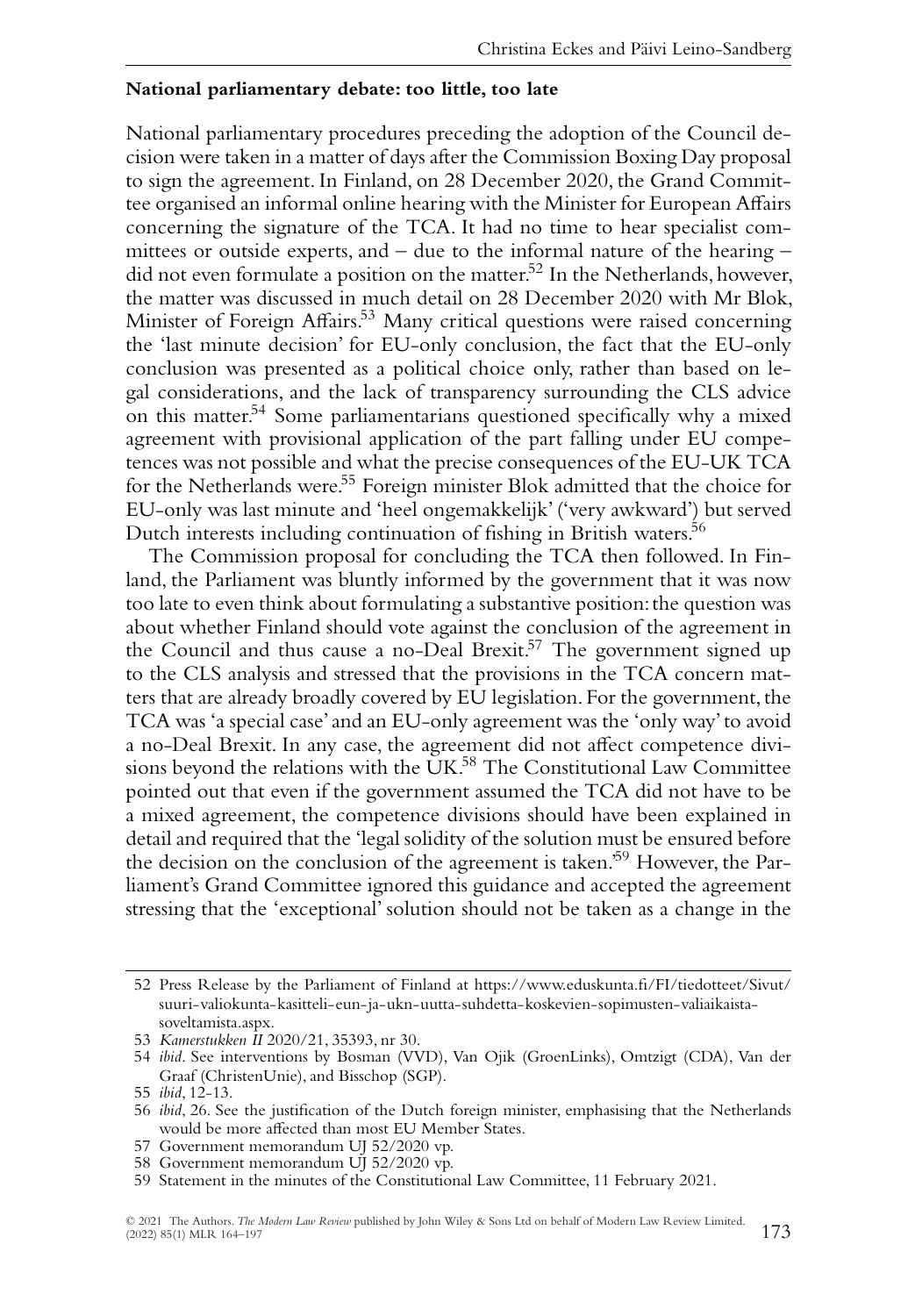**National parliamentary debate: too little, too late**

National parliamentary procedures preceding the adoption of the Council decision were taken in a matter of days after the Commission Boxing Day proposal to sign the agreement. In Finland, on 28 December 2020, the Grand Committee organised an informal online hearing with the Minister for European Affairs concerning the signature of the TCA. It had no time to hear specialist committees or outside experts, and – due to the informal nature of the hearing – did not even formulate a position on the matter.[52] In the Netherlands, however, the matter was discussed in much detail on 28 December 2020 with Mr Blok, Minister of Foreign Affairs.[53] Many critical questions were raised concerning the 'last minute decision' for EU-only conclusion, the fact that the EU-only conclusion was presented as a political choice only, rather than based on legal considerations, and the lack of transparency surrounding the CLS advice on this matter.[54] Some parliamentarians questioned specifically why a mixed agreement with provisional application of the part falling under EU competences was not possible and what the precise consequences of the EU-UK TCA for the Netherlands were.[55] Foreign minister Blok admitted that the choice for EU-only was last minute and 'heel ongemakkelijk' ('very awkward') but served Dutch interests including continuation of fishing in British waters.[56]

The Commission proposal for concluding the TCA then followed. In Finland, the Parliament was bluntly informed by the government that it was now too late to even think about formulating a substantive position: the question was about whether Finland should vote against the conclusion of the agreement in the Council and thus cause a no-Deal Brexit.[57] The government signed up to the CLS analysis and stressed that the provisions in the TCA concern matters that are already broadly covered by EU legislation. For the government, the TCA was 'a special case' and an EU-only agreement was the 'only way' to avoid a no-Deal Brexit. In any case, the agreement did not affect competence divisions beyond the relations with the UK.[58] The Constitutional Law Committee pointed out that even if the government assumed the TCA did not have to be a mixed agreement, the competence divisions should have been explained in detail and required that the 'legal solidity of the solution must be ensured before the decision on the conclusion of the agreement is taken.'[59] However, the Parliament's Grand Committee ignored this guidance and accepted the agreement stressing that the 'exceptional' solution should not be taken as a change in the

---

52 Press Release by the Parliament of Finland at https://www.eduskunta.fi/FI/tiedotteet/Sivut/suuri-valiokunta-kasitteli-eun-ja-ukn-uutta-suhdetta-koskevien-sopimusten-valiaikaista-soveltamista.aspx.

53 *Kamerstukken II* 2020/21, 35393, nr 30.

54 *ibid*. See interventions by Bosman (VVD), Van Ojik (GroenLinks), Omtzigt (CDA), Van der Graaf (ChristenUnie), and Bisschop (SGP).

55 *ibid*, 12-13.

56 *ibid*, 26. See the justification of the Dutch foreign minister, emphasising that the Netherlands would be more affected than most EU Member States.

57 Government memorandum UJ 52/2020 vp.

58 Government memorandum UJ 52/2020 vp.

59 Statement in the minutes of the Constitutional Law Committee, 11 February 2021.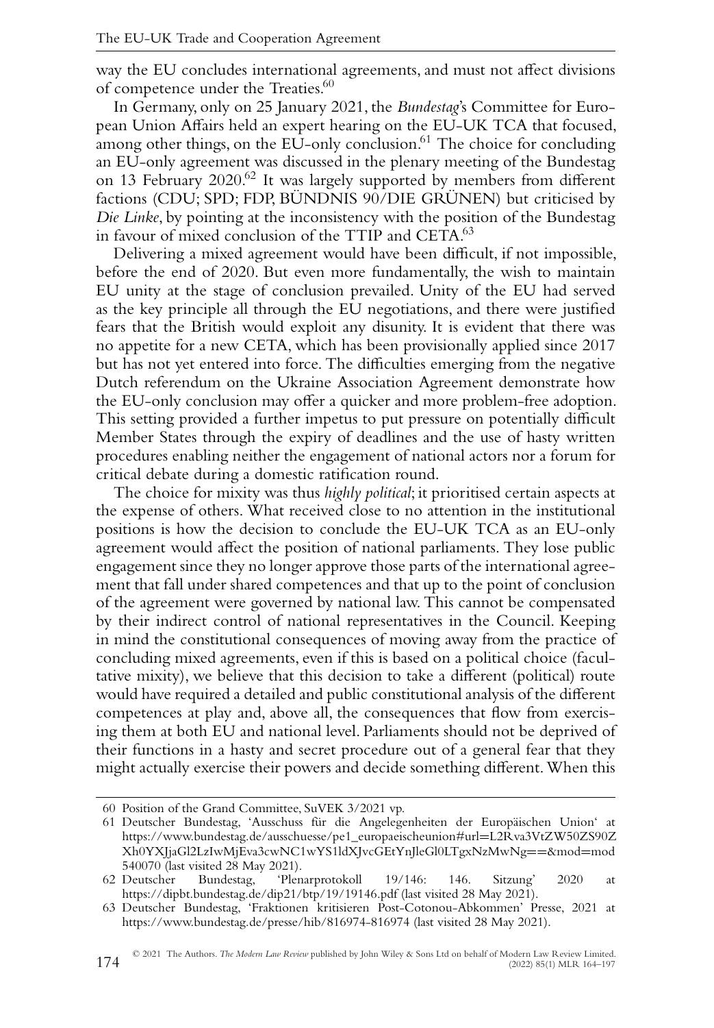way the EU concludes international agreements, and must not affect divisions of competence under the Treaties.[60]

In Germany, only on 25 January 2021, the *Bundestag*'s Committee for European Union Affairs held an expert hearing on the EU-UK TCA that focused, among other things, on the EU-only conclusion.[61] The choice for concluding an EU-only agreement was discussed in the plenary meeting of the Bundestag on 13 February 2020.[62] It was largely supported by members from different factions (CDU; SPD; FDP, BÜNDNIS 90/DIE GRÜNEN) but criticised by *Die Linke*, by pointing at the inconsistency with the position of the Bundestag in favour of mixed conclusion of the TTIP and CETA.[63]

Delivering a mixed agreement would have been difficult, if not impossible, before the end of 2020. But even more fundamentally, the wish to maintain EU unity at the stage of conclusion prevailed. Unity of the EU had served as the key principle all through the EU negotiations, and there were justified fears that the British would exploit any disunity. It is evident that there was no appetite for a new CETA, which has been provisionally applied since 2017 but has not yet entered into force. The difficulties emerging from the negative Dutch referendum on the Ukraine Association Agreement demonstrate how the EU-only conclusion may offer a quicker and more problem-free adoption. This setting provided a further impetus to put pressure on potentially difficult Member States through the expiry of deadlines and the use of hasty written procedures enabling neither the engagement of national actors nor a forum for critical debate during a domestic ratification round.

The choice for mixity was thus *highly political*; it prioritised certain aspects at the expense of others. What received close to no attention in the institutional positions is how the decision to conclude the EU-UK TCA as an EU-only agreement would affect the position of national parliaments. They lose public engagement since they no longer approve those parts of the international agreement that fall under shared competences and that up to the point of conclusion of the agreement were governed by national law. This cannot be compensated by their indirect control of national representatives in the Council. Keeping in mind the constitutional consequences of moving away from the practice of concluding mixed agreements, even if this is based on a political choice (facultative mixity), we believe that this decision to take a different (political) route would have required a detailed and public constitutional analysis of the different competences at play and, above all, the consequences that flow from exercising them at both EU and national level. Parliaments should not be deprived of their functions in a hasty and secret procedure out of a general fear that they might actually exercise their powers and decide something different. When this

---

60 Position of the Grand Committee, SuVEK 3/2021 vp.

61 Deutscher Bundestag, 'Ausschuss für die Angelegenheiten der Europäischen Union' at https://www.bundestag.de/ausschuesse/pe1_europaeischeunion#url=L2Rva3VtZW50ZS90ZXh0YXJjaGl2LzIwMjEva3cwNC1wYS1ldXJvcGEtYnJleGl0LTgxNzMwNg==&mod=mod540070 (last visited 28 May 2021).

62 Deutscher Bundestag, 'Plenarprotokoll 19/146: 146. Sitzung' 2020 at https://dipbt.bundestag.de/dip21/btp/19/19146.pdf (last visited 28 May 2021).

63 Deutscher Bundestag, 'Fraktionen kritisieren Post-Cotonou-Abkommen' Presse, 2021 at https://www.bundestag.de/presse/hib/816974-816974 (last visited 28 May 2021).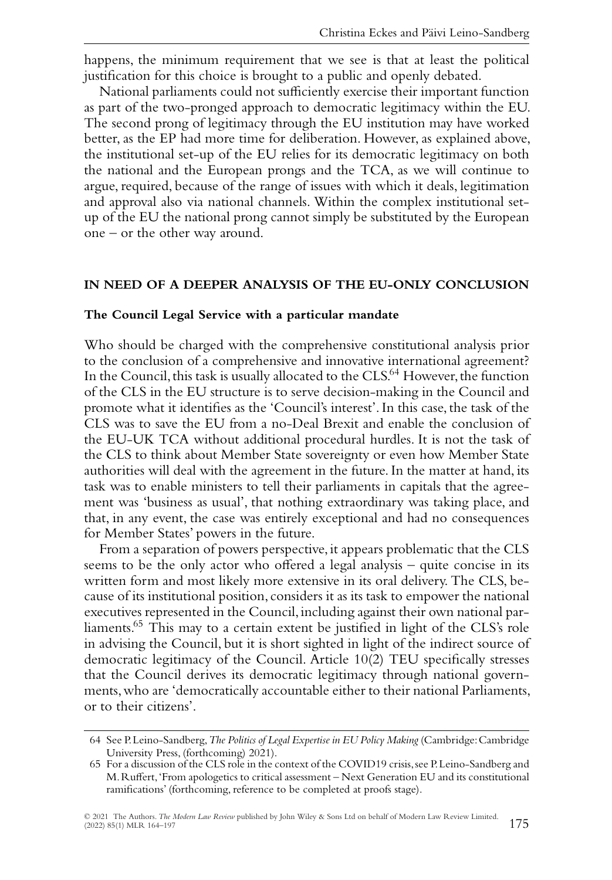happens, the minimum requirement that we see is that at least the political justification for this choice is brought to a public and openly debated.

National parliaments could not sufficiently exercise their important function as part of the two-pronged approach to democratic legitimacy within the EU. The second prong of legitimacy through the EU institution may have worked better, as the EP had more time for deliberation. However, as explained above, the institutional set-up of the EU relies for its democratic legitimacy on both the national and the European prongs and the TCA, as we will continue to argue, required, because of the range of issues with which it deals, legitimation and approval also via national channels. Within the complex institutional set-up of the EU the national prong cannot simply be substituted by the European one – or the other way around.

## IN NEED OF A DEEPER ANALYSIS OF THE EU-ONLY CONCLUSION

### The Council Legal Service with a particular mandate

Who should be charged with the comprehensive constitutional analysis prior to the conclusion of a comprehensive and innovative international agreement? In the Council, this task is usually allocated to the CLS.[64] However, the function of the CLS in the EU structure is to serve decision-making in the Council and promote what it identifies as the 'Council's interest'. In this case, the task of the CLS was to save the EU from a no-Deal Brexit and enable the conclusion of the EU-UK TCA without additional procedural hurdles. It is not the task of the CLS to think about Member State sovereignty or even how Member State authorities will deal with the agreement in the future. In the matter at hand, its task was to enable ministers to tell their parliaments in capitals that the agreement was 'business as usual', that nothing extraordinary was taking place, and that, in any event, the case was entirely exceptional and had no consequences for Member States' powers in the future.

From a separation of powers perspective, it appears problematic that the CLS seems to be the only actor who offered a legal analysis – quite concise in its written form and most likely more extensive in its oral delivery. The CLS, because of its institutional position, considers it as its task to empower the national executives represented in the Council, including against their own national parliaments.[65] This may to a certain extent be justified in light of the CLS's role in advising the Council, but it is short sighted in light of the indirect source of democratic legitimacy of the Council. Article 10(2) TEU specifically stresses that the Council derives its democratic legitimacy through national governments, who are 'democratically accountable either to their national Parliaments, or to their citizens'.

---

64 See P. Leino-Sandberg, *The Politics of Legal Expertise in EU Policy Making* (Cambridge: Cambridge University Press, (forthcoming) 2021).

65 For a discussion of the CLS role in the context of the COVID19 crisis, see P. Leino-Sandberg and M. Ruffert, 'From apologetics to critical assessment – Next Generation EU and its constitutional ramifications' (forthcoming, reference to be completed at proofs stage).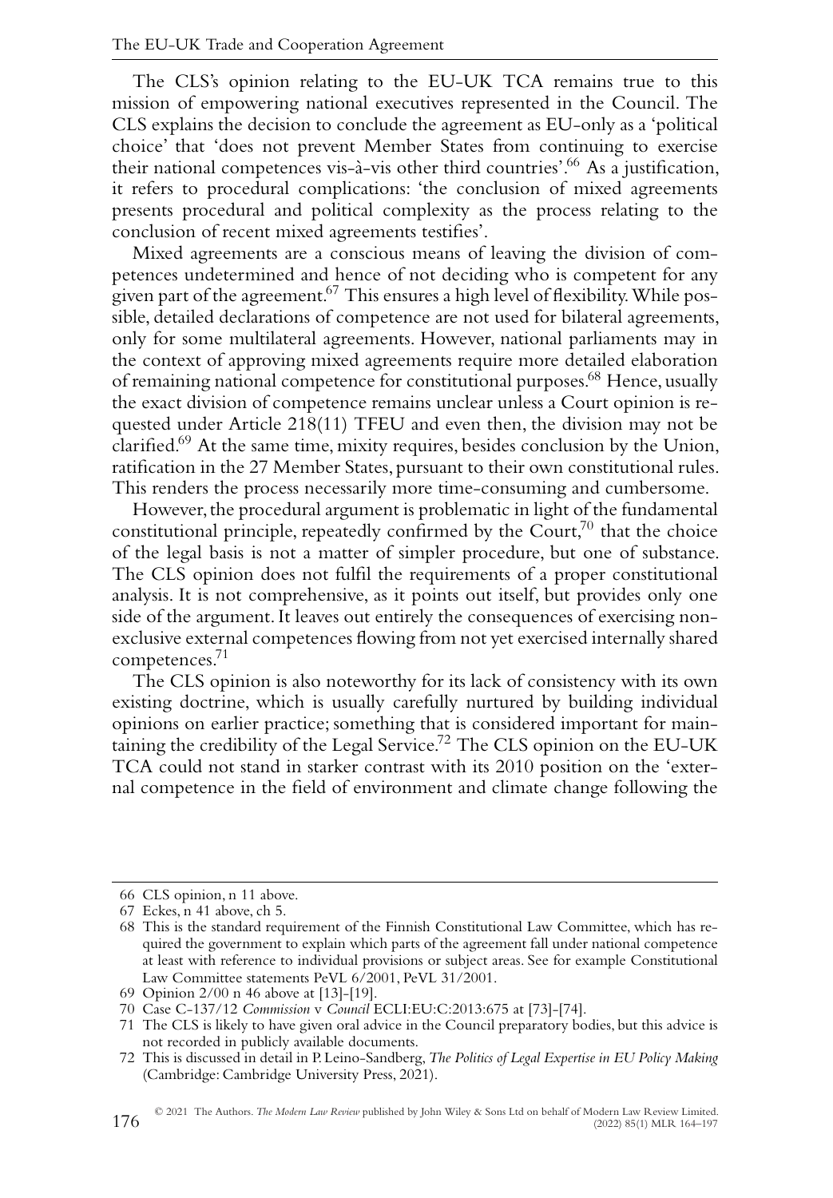The CLS's opinion relating to the EU-UK TCA remains true to this mission of empowering national executives represented in the Council. The CLS explains the decision to conclude the agreement as EU-only as a 'political choice' that 'does not prevent Member States from continuing to exercise their national competences vis-à-vis other third countries'.[66] As a justification, it refers to procedural complications: 'the conclusion of mixed agreements presents procedural and political complexity as the process relating to the conclusion of recent mixed agreements testifies'.

Mixed agreements are a conscious means of leaving the division of competences undetermined and hence of not deciding who is competent for any given part of the agreement.[67] This ensures a high level of flexibility. While possible, detailed declarations of competence are not used for bilateral agreements, only for some multilateral agreements. However, national parliaments may in the context of approving mixed agreements require more detailed elaboration of remaining national competence for constitutional purposes.[68] Hence, usually the exact division of competence remains unclear unless a Court opinion is requested under Article 218(11) TFEU and even then, the division may not be clarified.[69] At the same time, mixity requires, besides conclusion by the Union, ratification in the 27 Member States, pursuant to their own constitutional rules. This renders the process necessarily more time-consuming and cumbersome.

However, the procedural argument is problematic in light of the fundamental constitutional principle, repeatedly confirmed by the Court,[70] that the choice of the legal basis is not a matter of simpler procedure, but one of substance. The CLS opinion does not fulfil the requirements of a proper constitutional analysis. It is not comprehensive, as it points out itself, but provides only one side of the argument. It leaves out entirely the consequences of exercising non-exclusive external competences flowing from not yet exercised internally shared competences.[71]

The CLS opinion is also noteworthy for its lack of consistency with its own existing doctrine, which is usually carefully nurtured by building individual opinions on earlier practice; something that is considered important for maintaining the credibility of the Legal Service.[72] The CLS opinion on the EU-UK TCA could not stand in starker contrast with its 2010 position on the 'external competence in the field of environment and climate change following the

---

66 CLS opinion, n 11 above.

67 Eckes, n 41 above, ch 5.

68 This is the standard requirement of the Finnish Constitutional Law Committee, which has required the government to explain which parts of the agreement fall under national competence at least with reference to individual provisions or subject areas. See for example Constitutional Law Committee statements PeVL 6/2001, PeVL 31/2001.

69 Opinion 2/00 n 46 above at [13]-[19].

70 Case C-137/12 *Commission* v *Council* ECLI:EU:C:2013:675 at [73]-[74].

71 The CLS is likely to have given oral advice in the Council preparatory bodies, but this advice is not recorded in publicly available documents.

72 This is discussed in detail in P. Leino-Sandberg, *The Politics of Legal Expertise in EU Policy Making* (Cambridge: Cambridge University Press, 2021).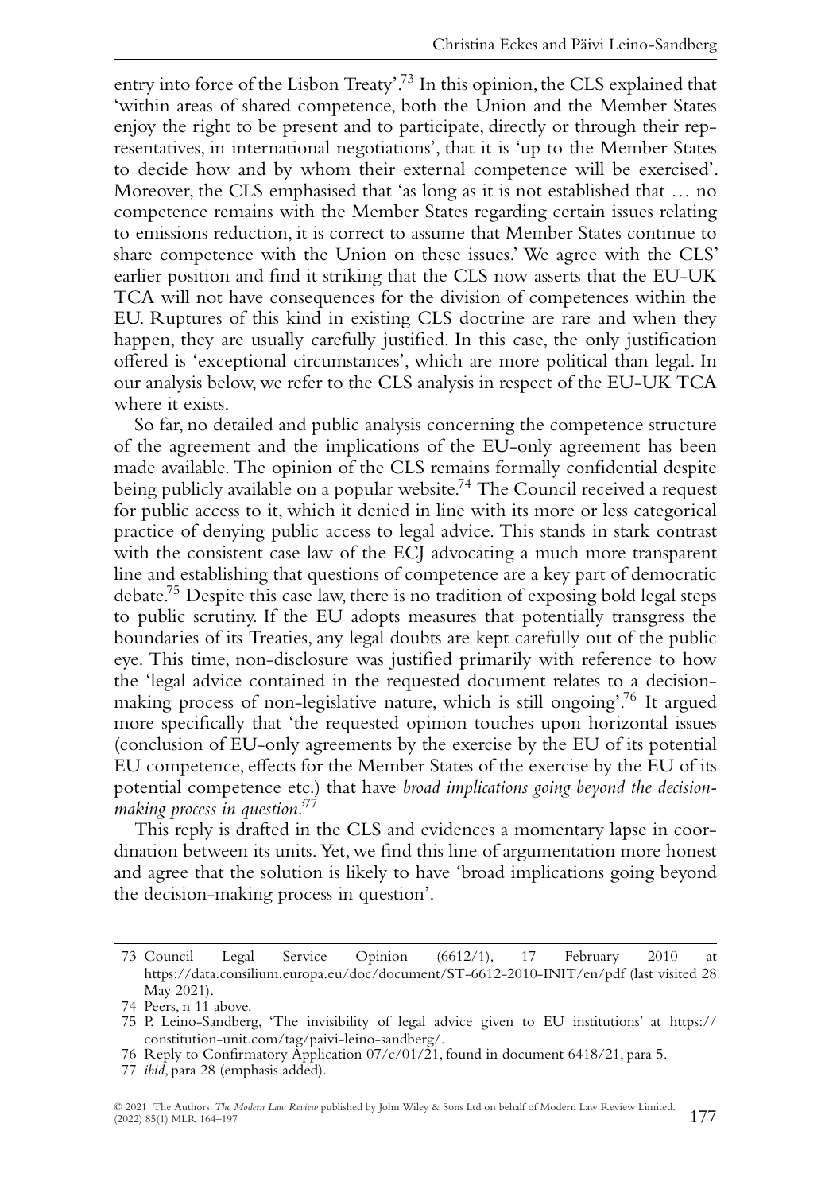entry into force of the Lisbon Treaty'.[73] In this opinion, the CLS explained that 'within areas of shared competence, both the Union and the Member States enjoy the right to be present and to participate, directly or through their representatives, in international negotiations', that it is 'up to the Member States to decide how and by whom their external competence will be exercised'. Moreover, the CLS emphasised that 'as long as it is not established that … no competence remains with the Member States regarding certain issues relating to emissions reduction, it is correct to assume that Member States continue to share competence with the Union on these issues.' We agree with the CLS' earlier position and find it striking that the CLS now asserts that the EU-UK TCA will not have consequences for the division of competences within the EU. Ruptures of this kind in existing CLS doctrine are rare and when they happen, they are usually carefully justified. In this case, the only justification offered is 'exceptional circumstances', which are more political than legal. In our analysis below, we refer to the CLS analysis in respect of the EU-UK TCA where it exists.

So far, no detailed and public analysis concerning the competence structure of the agreement and the implications of the EU-only agreement has been made available. The opinion of the CLS remains formally confidential despite being publicly available on a popular website.[74] The Council received a request for public access to it, which it denied in line with its more or less categorical practice of denying public access to legal advice. This stands in stark contrast with the consistent case law of the ECJ advocating a much more transparent line and establishing that questions of competence are a key part of democratic debate.[75] Despite this case law, there is no tradition of exposing bold legal steps to public scrutiny. If the EU adopts measures that potentially transgress the boundaries of its Treaties, any legal doubts are kept carefully out of the public eye. This time, non-disclosure was justified primarily with reference to how the 'legal advice contained in the requested document relates to a decision-making process of non-legislative nature, which is still ongoing'.[76] It argued more specifically that 'the requested opinion touches upon horizontal issues (conclusion of EU-only agreements by the exercise by the EU of its potential EU competence, effects for the Member States of the exercise by the EU of its potential competence etc.) that have *broad implications going beyond the decision-making process in question*.'[77]

This reply is drafted in the CLS and evidences a momentary lapse in coordination between its units. Yet, we find this line of argumentation more honest and agree that the solution is likely to have 'broad implications going beyond the decision-making process in question'.

---

73 Council Legal Service Opinion (6612/1), 17 February 2010 at https://data.consilium.europa.eu/doc/document/ST-6612-2010-INIT/en/pdf (last visited 28 May 2021).

74 Peers, n 11 above.

75 P. Leino-Sandberg, 'The invisibility of legal advice given to EU institutions' at https://constitution-unit.com/tag/paivi-leino-sandberg/.

76 Reply to Confirmatory Application 07/c/01/21, found in document 6418/21, para 5.

77 *ibid*, para 28 (emphasis added).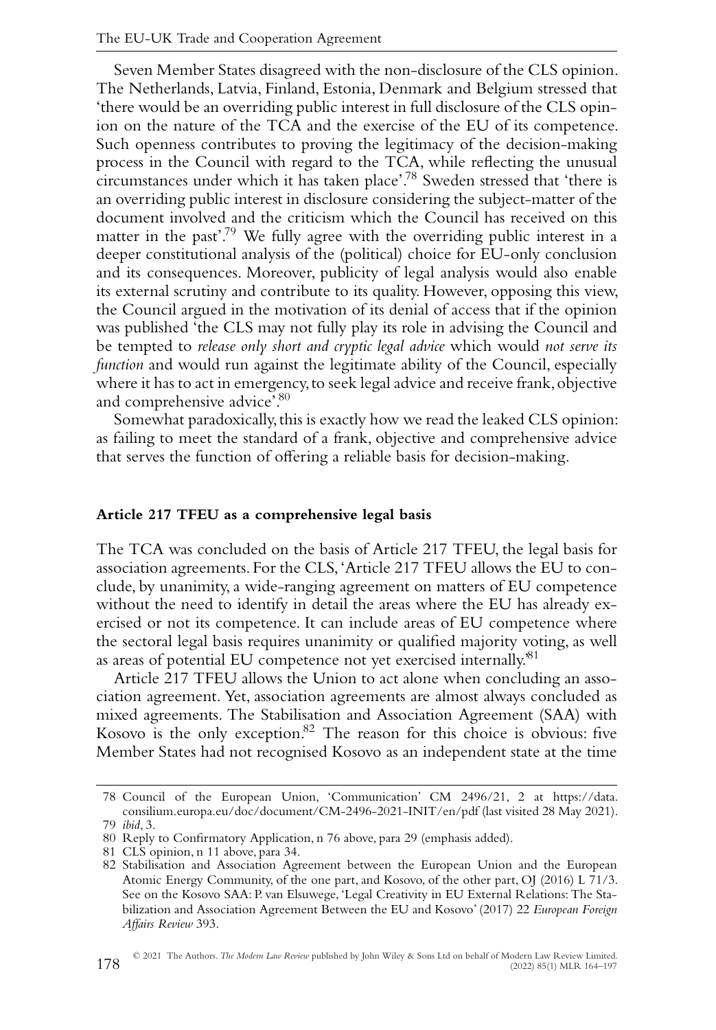Seven Member States disagreed with the non-disclosure of the CLS opinion. The Netherlands, Latvia, Finland, Estonia, Denmark and Belgium stressed that 'there would be an overriding public interest in full disclosure of the CLS opinion on the nature of the TCA and the exercise of the EU of its competence. Such openness contributes to proving the legitimacy of the decision-making process in the Council with regard to the TCA, while reflecting the unusual circumstances under which it has taken place'.[78] Sweden stressed that 'there is an overriding public interest in disclosure considering the subject-matter of the document involved and the criticism which the Council has received on this matter in the past'.[79] We fully agree with the overriding public interest in a deeper constitutional analysis of the (political) choice for EU-only conclusion and its consequences. Moreover, publicity of legal analysis would also enable its external scrutiny and contribute to its quality. However, opposing this view, the Council argued in the motivation of its denial of access that if the opinion was published 'the CLS may not fully play its role in advising the Council and be tempted to *release only short and cryptic legal advice* which would *not serve its function* and would run against the legitimate ability of the Council, especially where it has to act in emergency, to seek legal advice and receive frank, objective and comprehensive advice'.[80]

Somewhat paradoxically, this is exactly how we read the leaked CLS opinion: as failing to meet the standard of a frank, objective and comprehensive advice that serves the function of offering a reliable basis for decision-making.

### Article 217 TFEU as a comprehensive legal basis

The TCA was concluded on the basis of Article 217 TFEU, the legal basis for association agreements. For the CLS, 'Article 217 TFEU allows the EU to conclude, by unanimity, a wide-ranging agreement on matters of EU competence without the need to identify in detail the areas where the EU has already exercised or not its competence. It can include areas of EU competence where the sectoral legal basis requires unanimity or qualified majority voting, as well as areas of potential EU competence not yet exercised internally.'[81]

Article 217 TFEU allows the Union to act alone when concluding an association agreement. Yet, association agreements are almost always concluded as mixed agreements. The Stabilisation and Association Agreement (SAA) with Kosovo is the only exception.[82] The reason for this choice is obvious: five Member States had not recognised Kosovo as an independent state at the time

78 Council of the European Union, 'Communication' CM 2496/21, 2 at https://data.consilium.europa.eu/doc/document/CM-2496-2021-INIT/en/pdf (last visited 28 May 2021).

79 *ibid*, 3.

80 Reply to Confirmatory Application, n 76 above, para 29 (emphasis added).

81 CLS opinion, n 11 above, para 34.

82 Stabilisation and Association Agreement between the European Union and the European Atomic Energy Community, of the one part, and Kosovo, of the other part, OJ (2016) L 71/3. See on the Kosovo SAA: P. van Elsuwege, 'Legal Creativity in EU External Relations: The Stabilization and Association Agreement Between the EU and Kosovo' (2017) 22 *European Foreign Affairs Review* 393.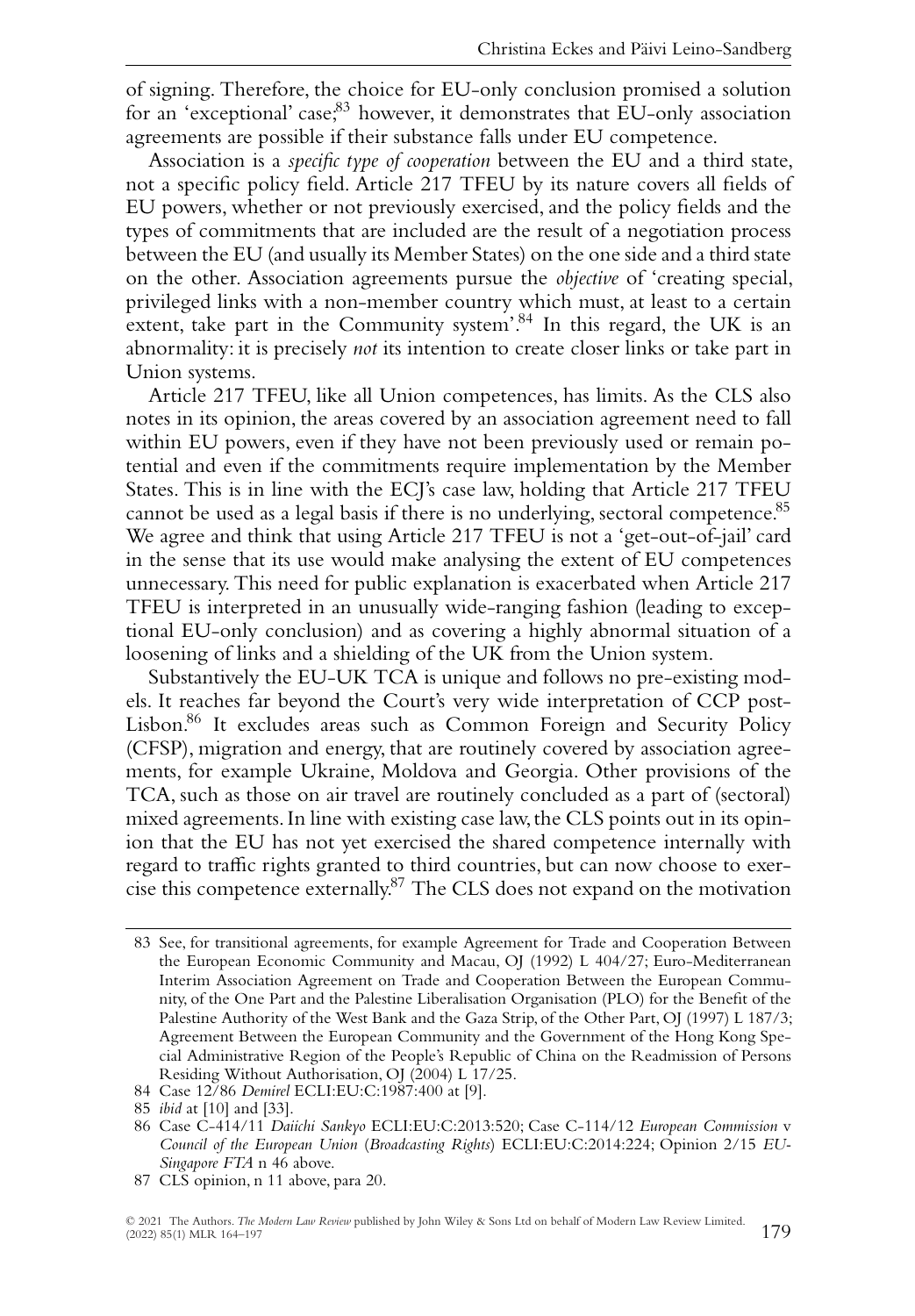of signing. Therefore, the choice for EU-only conclusion promised a solution for an 'exceptional' case;[83] however, it demonstrates that EU-only association agreements are possible if their substance falls under EU competence.

Association is a *specific type of cooperation* between the EU and a third state, not a specific policy field. Article 217 TFEU by its nature covers all fields of EU powers, whether or not previously exercised, and the policy fields and the types of commitments that are included are the result of a negotiation process between the EU (and usually its Member States) on the one side and a third state on the other. Association agreements pursue the *objective* of 'creating special, privileged links with a non-member country which must, at least to a certain extent, take part in the Community system'.[84] In this regard, the UK is an abnormality: it is precisely *not* its intention to create closer links or take part in Union systems.

Article 217 TFEU, like all Union competences, has limits. As the CLS also notes in its opinion, the areas covered by an association agreement need to fall within EU powers, even if they have not been previously used or remain potential and even if the commitments require implementation by the Member States. This is in line with the ECJ's case law, holding that Article 217 TFEU cannot be used as a legal basis if there is no underlying, sectoral competence.[85] We agree and think that using Article 217 TFEU is not a 'get-out-of-jail' card in the sense that its use would make analysing the extent of EU competences unnecessary. This need for public explanation is exacerbated when Article 217 TFEU is interpreted in an unusually wide-ranging fashion (leading to exceptional EU-only conclusion) and as covering a highly abnormal situation of a loosening of links and a shielding of the UK from the Union system.

Substantively the EU-UK TCA is unique and follows no pre-existing models. It reaches far beyond the Court's very wide interpretation of CCP post-Lisbon.[86] It excludes areas such as Common Foreign and Security Policy (CFSP), migration and energy, that are routinely covered by association agreements, for example Ukraine, Moldova and Georgia. Other provisions of the TCA, such as those on air travel are routinely concluded as a part of (sectoral) mixed agreements. In line with existing case law, the CLS points out in its opinion that the EU has not yet exercised the shared competence internally with regard to traffic rights granted to third countries, but can now choose to exercise this competence externally.[87] The CLS does not expand on the motivation

83 See, for transitional agreements, for example Agreement for Trade and Cooperation Between the European Economic Community and Macau, OJ (1992) L 404/27; Euro-Mediterranean Interim Association Agreement on Trade and Cooperation Between the European Community, of the One Part and the Palestine Liberalisation Organisation (PLO) for the Benefit of the Palestine Authority of the West Bank and the Gaza Strip, of the Other Part, OJ (1997) L 187/3; Agreement Between the European Community and the Government of the Hong Kong Special Administrative Region of the People's Republic of China on the Readmission of Persons Residing Without Authorisation, OJ (2004) L 17/25.

84 Case 12/86 *Demirel* ECLI:EU:C:1987:400 at [9].

85 *ibid* at [10] and [33].

86 Case C-414/11 *Daiichi Sankyo* ECLI:EU:C:2013:520; Case C-114/12 *European Commission* v *Council of the European Union* (*Broadcasting Rights*) ECLI:EU:C:2014:224; Opinion 2/15 *EU-Singapore FTA* n 46 above.

87 CLS opinion, n 11 above, para 20.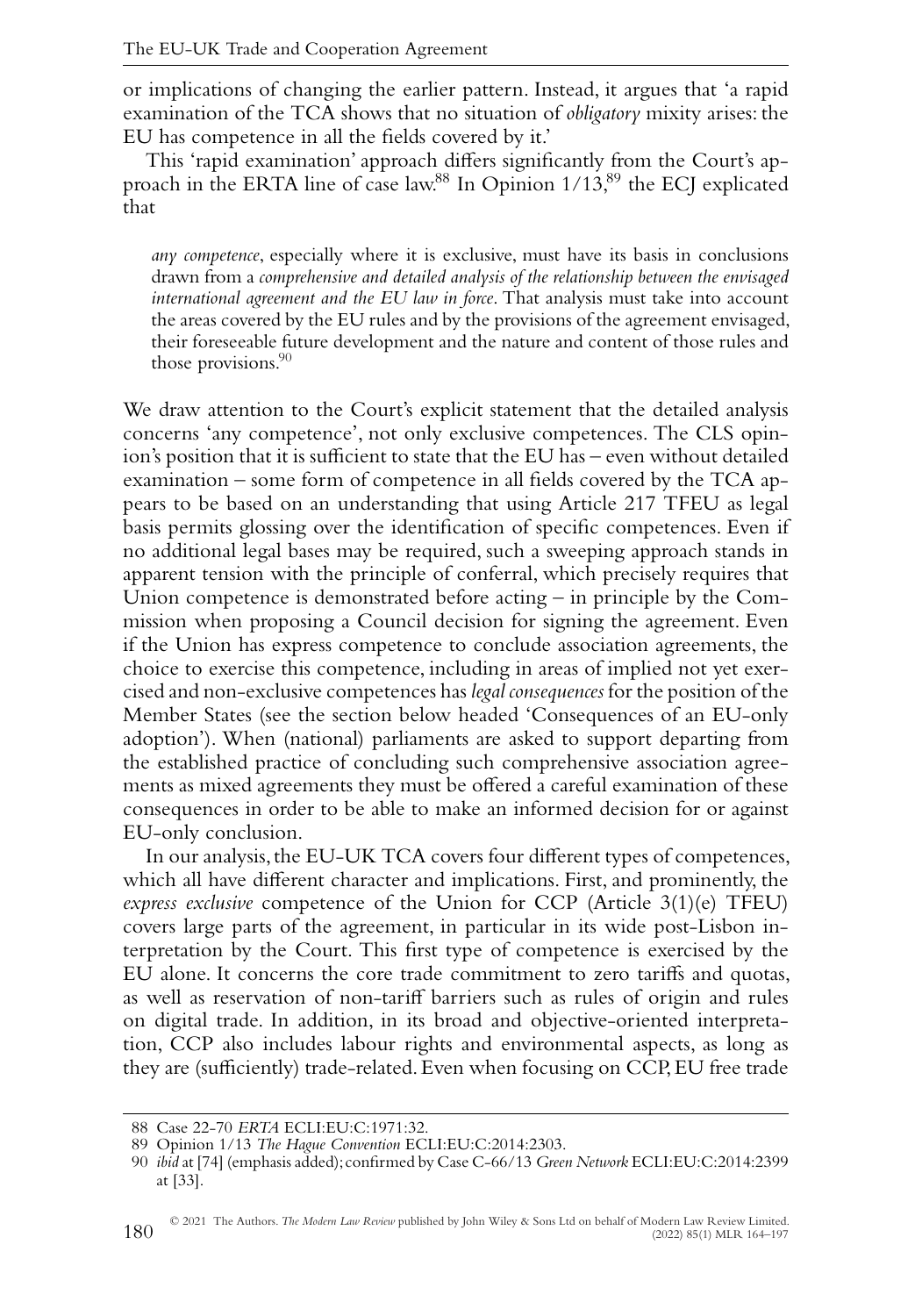or implications of changing the earlier pattern. Instead, it argues that 'a rapid examination of the TCA shows that no situation of *obligatory* mixity arises: the EU has competence in all the fields covered by it.'

This 'rapid examination' approach differs significantly from the Court's approach in the ERTA line of case law.[88] In Opinion 1/13,[89] the ECJ explicated that

> *any competence*, especially where it is exclusive, must have its basis in conclusions drawn from a *comprehensive and detailed analysis of the relationship between the envisaged international agreement and the EU law in force*. That analysis must take into account the areas covered by the EU rules and by the provisions of the agreement envisaged, their foreseeable future development and the nature and content of those rules and those provisions.[90]

We draw attention to the Court's explicit statement that the detailed analysis concerns 'any competence', not only exclusive competences. The CLS opinion's position that it is sufficient to state that the EU has – even without detailed examination – some form of competence in all fields covered by the TCA appears to be based on an understanding that using Article 217 TFEU as legal basis permits glossing over the identification of specific competences. Even if no additional legal bases may be required, such a sweeping approach stands in apparent tension with the principle of conferral, which precisely requires that Union competence is demonstrated before acting – in principle by the Commission when proposing a Council decision for signing the agreement. Even if the Union has express competence to conclude association agreements, the choice to exercise this competence, including in areas of implied not yet exercised and non-exclusive competences has *legal consequences* for the position of the Member States (see the section below headed 'Consequences of an EU-only adoption'). When (national) parliaments are asked to support departing from the established practice of concluding such comprehensive association agreements as mixed agreements they must be offered a careful examination of these consequences in order to be able to make an informed decision for or against EU-only conclusion.

In our analysis, the EU-UK TCA covers four different types of competences, which all have different character and implications. First, and prominently, the *express exclusive* competence of the Union for CCP (Article 3(1)(e) TFEU) covers large parts of the agreement, in particular in its wide post-Lisbon interpretation by the Court. This first type of competence is exercised by the EU alone. It concerns the core trade commitment to zero tariffs and quotas, as well as reservation of non-tariff barriers such as rules of origin and rules on digital trade. In addition, in its broad and objective-oriented interpretation, CCP also includes labour rights and environmental aspects, as long as they are (sufficiently) trade-related. Even when focusing on CCP, EU free trade

88 Case 22-70 *ERTA* ECLI:EU:C:1971:32.

89 Opinion 1/13 *The Hague Convention* ECLI:EU:C:2014:2303.

90 *ibid* at [74] (emphasis added); confirmed by Case C-66/13 *Green Network* ECLI:EU:C:2014:2399 at [33].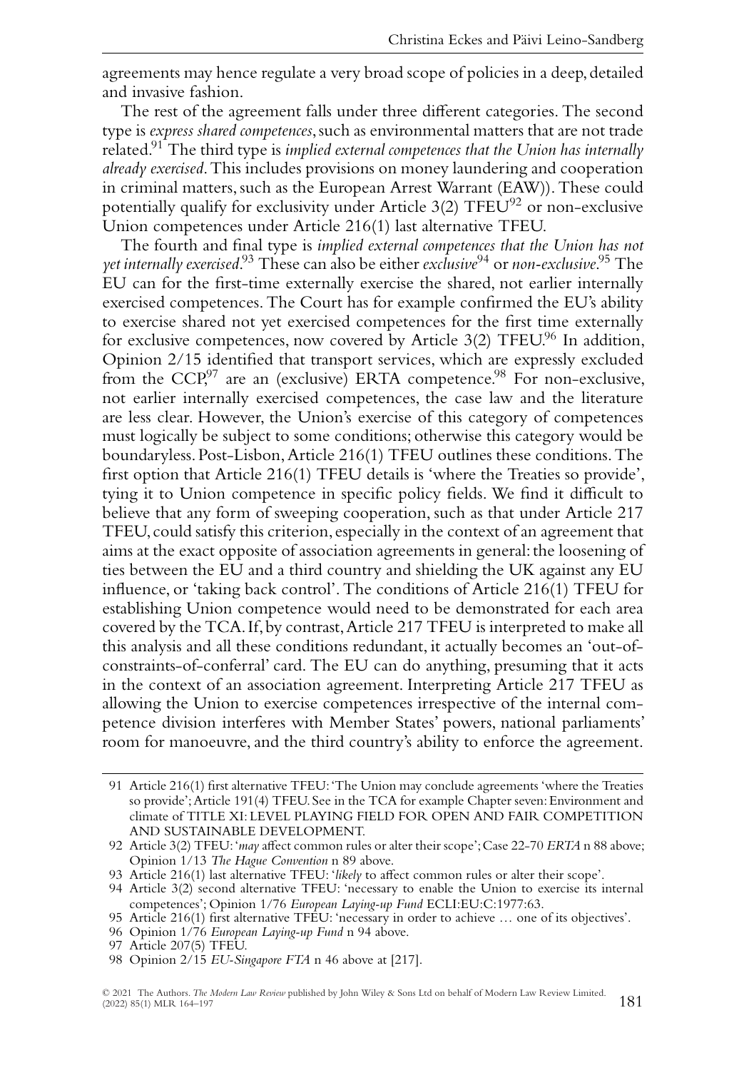agreements may hence regulate a very broad scope of policies in a deep, detailed and invasive fashion.

The rest of the agreement falls under three different categories. The second type is *express shared competences*, such as environmental matters that are not trade related.[91] The third type is *implied external competences that the Union has internally already exercised*. This includes provisions on money laundering and cooperation in criminal matters, such as the European Arrest Warrant (EAW)). These could potentially qualify for exclusivity under Article 3(2) TFEU[92] or non-exclusive Union competences under Article 216(1) last alternative TFEU.

The fourth and final type is *implied external competences that the Union has not yet internally exercised*.[93] These can also be either *exclusive*[94] or *non-exclusive*.[95] The EU can for the first-time externally exercise the shared, not earlier internally exercised competences. The Court has for example confirmed the EU's ability to exercise shared not yet exercised competences for the first time externally for exclusive competences, now covered by Article 3(2) TFEU.[96] In addition, Opinion 2/15 identified that transport services, which are expressly excluded from the CCP,[97] are an (exclusive) ERTA competence.[98] For non-exclusive, not earlier internally exercised competences, the case law and the literature are less clear. However, the Union's exercise of this category of competences must logically be subject to some conditions; otherwise this category would be boundaryless. Post-Lisbon, Article 216(1) TFEU outlines these conditions. The first option that Article 216(1) TFEU details is 'where the Treaties so provide', tying it to Union competence in specific policy fields. We find it difficult to believe that any form of sweeping cooperation, such as that under Article 217 TFEU, could satisfy this criterion, especially in the context of an agreement that aims at the exact opposite of association agreements in general: the loosening of ties between the EU and a third country and shielding the UK against any EU influence, or 'taking back control'. The conditions of Article 216(1) TFEU for establishing Union competence would need to be demonstrated for each area covered by the TCA. If, by contrast, Article 217 TFEU is interpreted to make all this analysis and all these conditions redundant, it actually becomes an 'out-of-constraints-of-conferral' card. The EU can do anything, presuming that it acts in the context of an association agreement. Interpreting Article 217 TFEU as allowing the Union to exercise competences irrespective of the internal competence division interferes with Member States' powers, national parliaments' room for manoeuvre, and the third country's ability to enforce the agreement.

---

91 Article 216(1) first alternative TFEU: 'The Union may conclude agreements 'where the Treaties so provide'; Article 191(4) TFEU. See in the TCA for example Chapter seven: Environment and climate of TITLE XI: LEVEL PLAYING FIELD FOR OPEN AND FAIR COMPETITION AND SUSTAINABLE DEVELOPMENT.

92 Article 3(2) TFEU: '*may* affect common rules or alter their scope'; Case 22-70 *ERTA* n 88 above; Opinion 1/13 *The Hague Convention* n 89 above.

93 Article 216(1) last alternative TFEU: '*likely* to affect common rules or alter their scope'.

94 Article 3(2) second alternative TFEU: 'necessary to enable the Union to exercise its internal competences'; Opinion 1/76 *European Laying-up Fund* ECLI:EU:C:1977:63.

95 Article 216(1) first alternative TFEU: 'necessary in order to achieve … one of its objectives'.

96 Opinion 1/76 *European Laying-up Fund* n 94 above.

97 Article 207(5) TFEU.

98 Opinion 2/15 *EU-Singapore FTA* n 46 above at [217].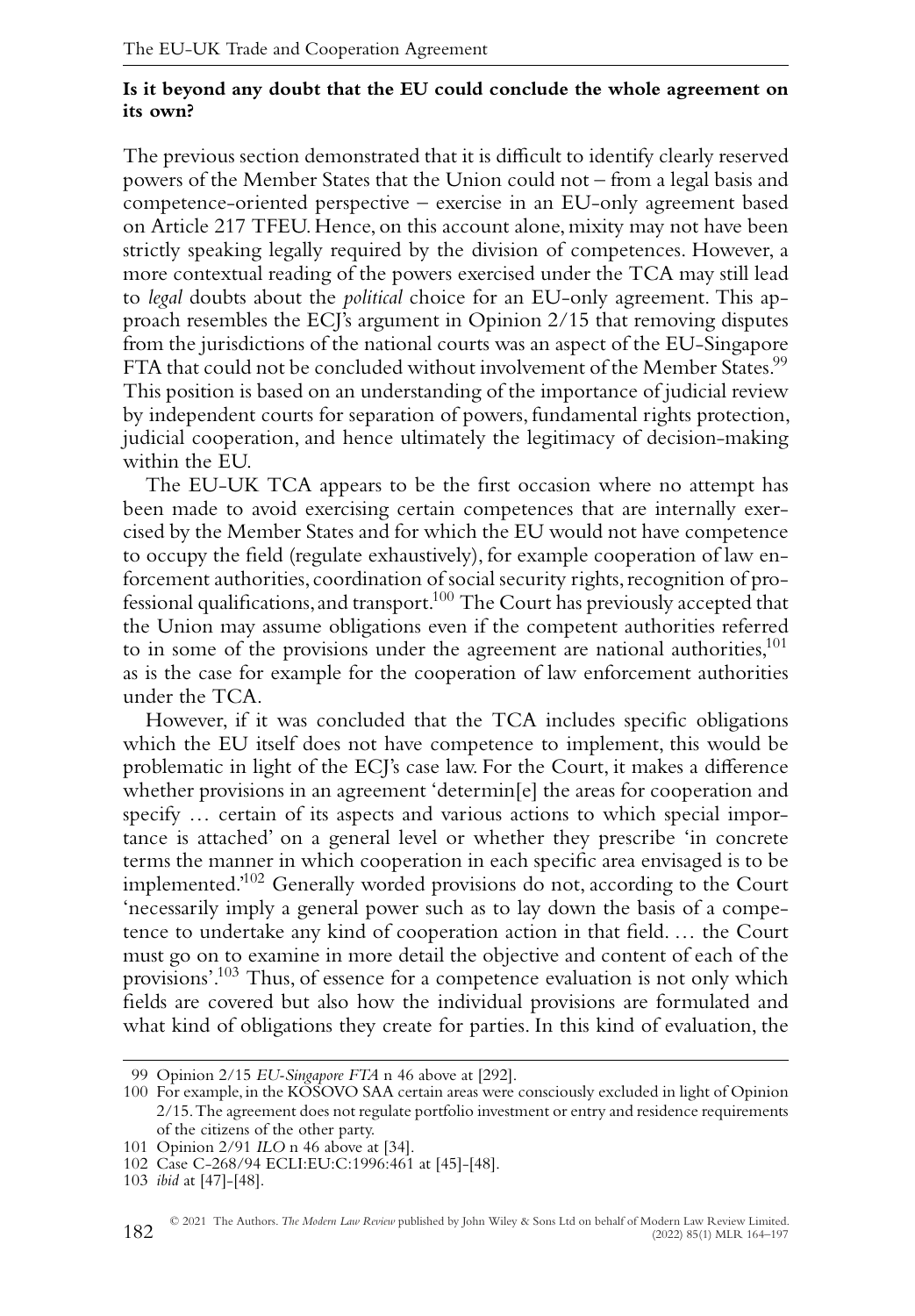**Is it beyond any doubt that the EU could conclude the whole agreement on its own?**

The previous section demonstrated that it is difficult to identify clearly reserved powers of the Member States that the Union could not – from a legal basis and competence-oriented perspective – exercise in an EU-only agreement based on Article 217 TFEU. Hence, on this account alone, mixity may not have been strictly speaking legally required by the division of competences. However, a more contextual reading of the powers exercised under the TCA may still lead to *legal* doubts about the *political* choice for an EU-only agreement. This approach resembles the ECJ's argument in Opinion 2/15 that removing disputes from the jurisdictions of the national courts was an aspect of the EU-Singapore FTA that could not be concluded without involvement of the Member States.[99] This position is based on an understanding of the importance of judicial review by independent courts for separation of powers, fundamental rights protection, judicial cooperation, and hence ultimately the legitimacy of decision-making within the EU.

The EU-UK TCA appears to be the first occasion where no attempt has been made to avoid exercising certain competences that are internally exercised by the Member States and for which the EU would not have competence to occupy the field (regulate exhaustively), for example cooperation of law enforcement authorities, coordination of social security rights, recognition of professional qualifications, and transport.[100] The Court has previously accepted that the Union may assume obligations even if the competent authorities referred to in some of the provisions under the agreement are national authorities,[101] as is the case for example for the cooperation of law enforcement authorities under the TCA.

However, if it was concluded that the TCA includes specific obligations which the EU itself does not have competence to implement, this would be problematic in light of the ECJ's case law. For the Court, it makes a difference whether provisions in an agreement 'determin[e] the areas for cooperation and specify … certain of its aspects and various actions to which special importance is attached' on a general level or whether they prescribe 'in concrete terms the manner in which cooperation in each specific area envisaged is to be implemented.'[102] Generally worded provisions do not, according to the Court 'necessarily imply a general power such as to lay down the basis of a competence to undertake any kind of cooperation action in that field. … the Court must go on to examine in more detail the objective and content of each of the provisions'.[103] Thus, of essence for a competence evaluation is not only which fields are covered but also how the individual provisions are formulated and what kind of obligations they create for parties. In this kind of evaluation, the

---

99 Opinion 2/15 *EU-Singapore FTA* n 46 above at [292].

100 For example, in the KOSOVO SAA certain areas were consciously excluded in light of Opinion 2/15. The agreement does not regulate portfolio investment or entry and residence requirements of the citizens of the other party.

101 Opinion 2/91 *ILO* n 46 above at [34].

102 Case C-268/94 ECLI:EU:C:1996:461 at [45]-[48].

103 *ibid* at [47]-[48].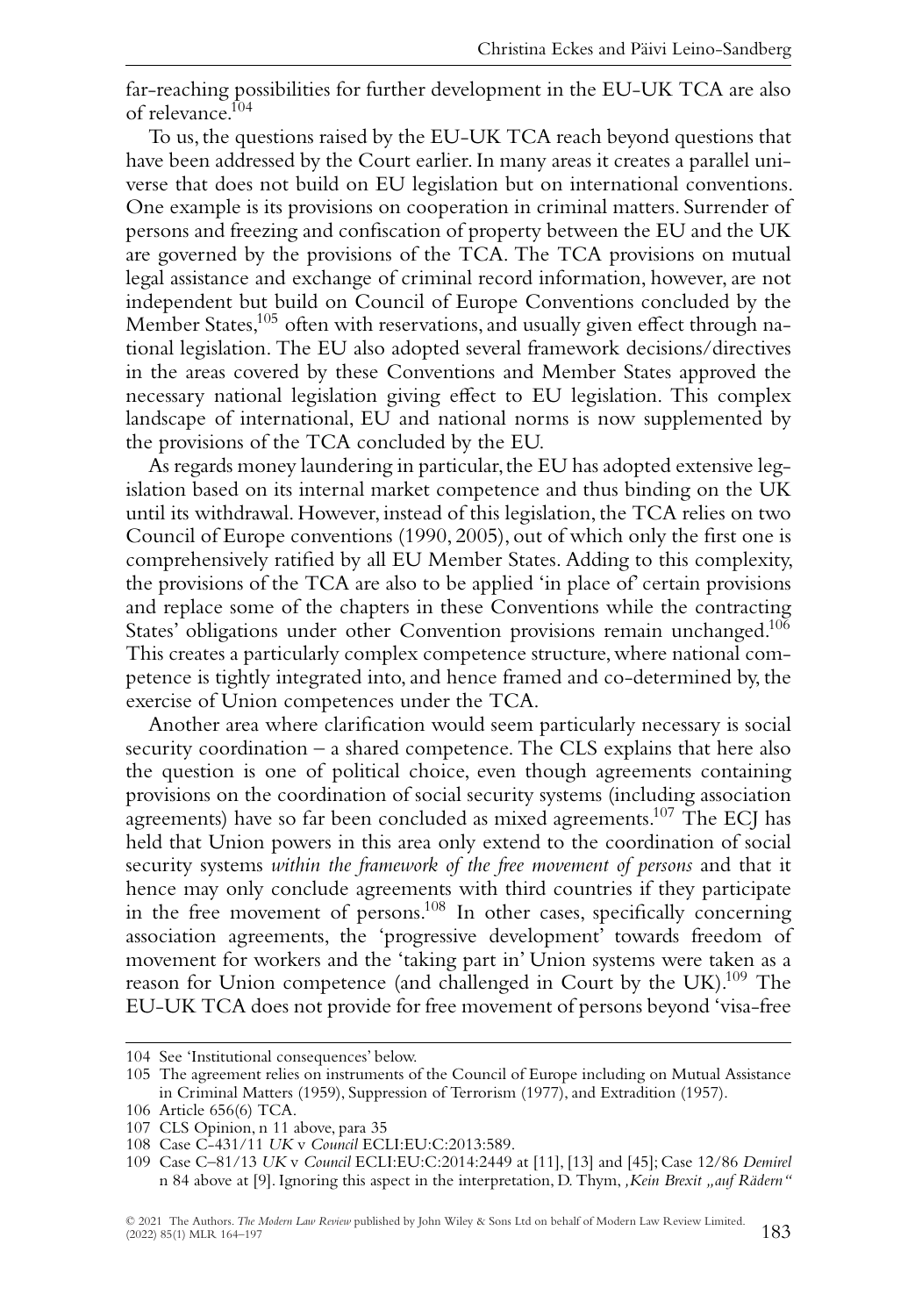far-reaching possibilities for further development in the EU-UK TCA are also of relevance.[104]

To us, the questions raised by the EU-UK TCA reach beyond questions that have been addressed by the Court earlier. In many areas it creates a parallel universe that does not build on EU legislation but on international conventions. One example is its provisions on cooperation in criminal matters. Surrender of persons and freezing and confiscation of property between the EU and the UK are governed by the provisions of the TCA. The TCA provisions on mutual legal assistance and exchange of criminal record information, however, are not independent but build on Council of Europe Conventions concluded by the Member States,[105] often with reservations, and usually given effect through national legislation. The EU also adopted several framework decisions/directives in the areas covered by these Conventions and Member States approved the necessary national legislation giving effect to EU legislation. This complex landscape of international, EU and national norms is now supplemented by the provisions of the TCA concluded by the EU.

As regards money laundering in particular, the EU has adopted extensive legislation based on its internal market competence and thus binding on the UK until its withdrawal. However, instead of this legislation, the TCA relies on two Council of Europe conventions (1990, 2005), out of which only the first one is comprehensively ratified by all EU Member States. Adding to this complexity, the provisions of the TCA are also to be applied 'in place of' certain provisions and replace some of the chapters in these Conventions while the contracting States' obligations under other Convention provisions remain unchanged.[106] This creates a particularly complex competence structure, where national competence is tightly integrated into, and hence framed and co-determined by, the exercise of Union competences under the TCA.

Another area where clarification would seem particularly necessary is social security coordination – a shared competence. The CLS explains that here also the question is one of political choice, even though agreements containing provisions on the coordination of social security systems (including association agreements) have so far been concluded as mixed agreements.[107] The ECJ has held that Union powers in this area only extend to the coordination of social security systems *within the framework of the free movement of persons* and that it hence may only conclude agreements with third countries if they participate in the free movement of persons.[108] In other cases, specifically concerning association agreements, the 'progressive development' towards freedom of movement for workers and the 'taking part in' Union systems were taken as a reason for Union competence (and challenged in Court by the UK).[109] The EU-UK TCA does not provide for free movement of persons beyond 'visa-free

---

104 See 'Institutional consequences' below.

105 The agreement relies on instruments of the Council of Europe including on Mutual Assistance in Criminal Matters (1959), Suppression of Terrorism (1977), and Extradition (1957).

106 Article 656(6) TCA.

107 CLS Opinion, n 11 above, para 35

108 Case C-431/11 *UK* v *Council* ECLI:EU:C:2013:589.

109 Case C–81/13 *UK* v *Council* ECLI:EU:C:2014:2449 at [11], [13] and [45]; Case 12/86 *Demirel* n 84 above at [9]. Ignoring this aspect in the interpretation, D. Thym, *,Kein Brexit „auf Rädern"*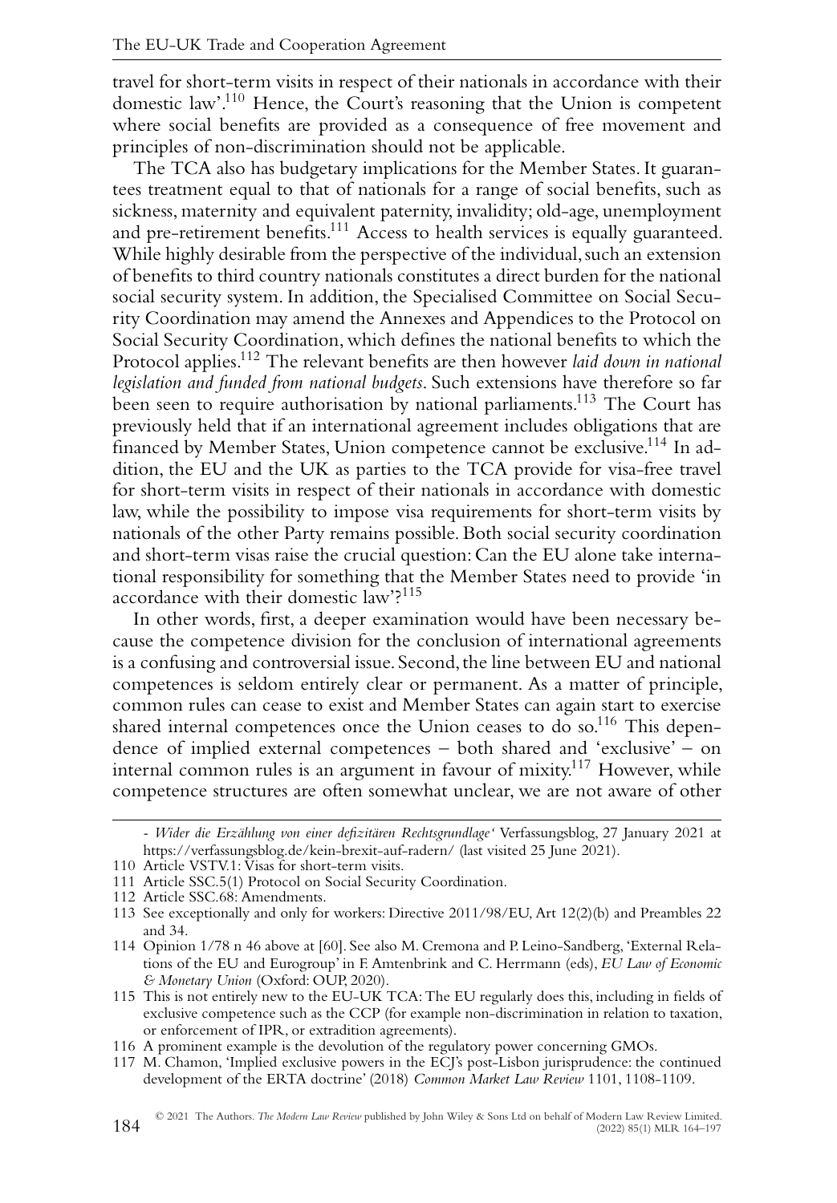travel for short-term visits in respect of their nationals in accordance with their domestic law'.[110] Hence, the Court's reasoning that the Union is competent where social benefits are provided as a consequence of free movement and principles of non-discrimination should not be applicable.

The TCA also has budgetary implications for the Member States. It guarantees treatment equal to that of nationals for a range of social benefits, such as sickness, maternity and equivalent paternity, invalidity; old-age, unemployment and pre-retirement benefits.[111] Access to health services is equally guaranteed. While highly desirable from the perspective of the individual, such an extension of benefits to third country nationals constitutes a direct burden for the national social security system. In addition, the Specialised Committee on Social Security Coordination may amend the Annexes and Appendices to the Protocol on Social Security Coordination, which defines the national benefits to which the Protocol applies.[112] The relevant benefits are then however *laid down in national legislation and funded from national budgets*. Such extensions have therefore so far been seen to require authorisation by national parliaments.[113] The Court has previously held that if an international agreement includes obligations that are financed by Member States, Union competence cannot be exclusive.[114] In addition, the EU and the UK as parties to the TCA provide for visa-free travel for short-term visits in respect of their nationals in accordance with domestic law, while the possibility to impose visa requirements for short-term visits by nationals of the other Party remains possible. Both social security coordination and short-term visas raise the crucial question: Can the EU alone take international responsibility for something that the Member States need to provide 'in accordance with their domestic law'?[115]

In other words, first, a deeper examination would have been necessary because the competence division for the conclusion of international agreements is a confusing and controversial issue. Second, the line between EU and national competences is seldom entirely clear or permanent. As a matter of principle, common rules can cease to exist and Member States can again start to exercise shared internal competences once the Union ceases to do so.[116] This dependence of implied external competences – both shared and 'exclusive' – on internal common rules is an argument in favour of mixity.[117] However, while competence structures are often somewhat unclear, we are not aware of other

- *Wider die Erzählung von einer defizitären Rechtsgrundlage'* Verfassungsblog, 27 January 2021 at https://verfassungsblog.de/kein-brexit-auf-radern/ (last visited 25 June 2021).

110 Article VSTV.1: Visas for short-term visits.

111 Article SSC.5(1) Protocol on Social Security Coordination.

112 Article SSC.68: Amendments.

113 See exceptionally and only for workers: Directive 2011/98/EU, Art 12(2)(b) and Preambles 22 and 34.

114 Opinion 1/78 n 46 above at [60]. See also M. Cremona and P. Leino-Sandberg, 'External Relations of the EU and Eurogroup' in F. Amtenbrink and C. Herrmann (eds), *EU Law of Economic & Monetary Union* (Oxford: OUP, 2020).

115 This is not entirely new to the EU-UK TCA: The EU regularly does this, including in fields of exclusive competence such as the CCP (for example non-discrimination in relation to taxation, or enforcement of IPR, or extradition agreements).

116 A prominent example is the devolution of the regulatory power concerning GMOs.

117 M. Chamon, 'Implied exclusive powers in the ECJ's post-Lisbon jurisprudence: the continued development of the ERTA doctrine' (2018) *Common Market Law Review* 1101, 1108-1109.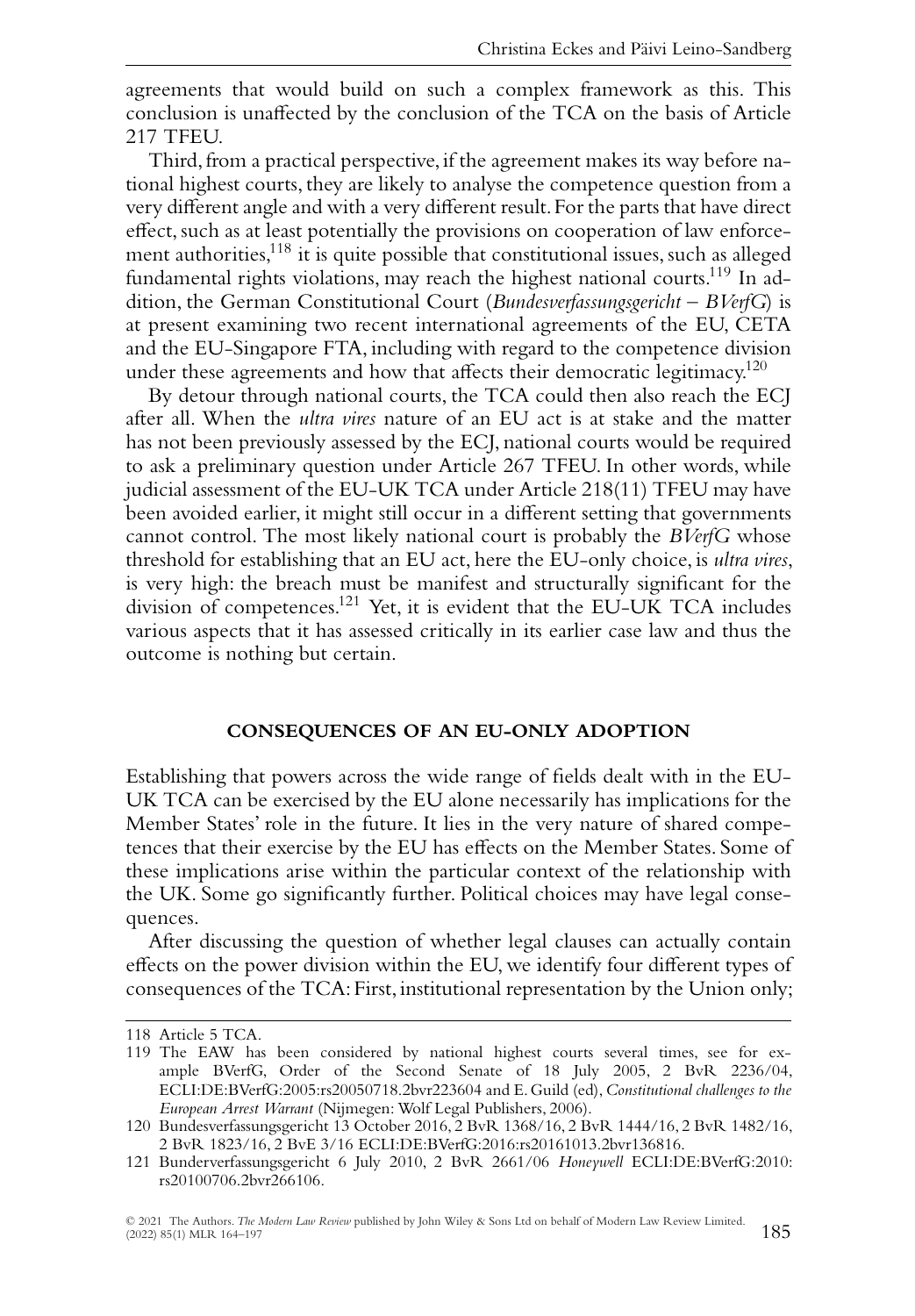agreements that would build on such a complex framework as this. This conclusion is unaffected by the conclusion of the TCA on the basis of Article 217 TFEU.

Third, from a practical perspective, if the agreement makes its way before national highest courts, they are likely to analyse the competence question from a very different angle and with a very different result. For the parts that have direct effect, such as at least potentially the provisions on cooperation of law enforcement authorities,[118] it is quite possible that constitutional issues, such as alleged fundamental rights violations, may reach the highest national courts.[119] In addition, the German Constitutional Court (*Bundesverfassungsgericht – BVerfG*) is at present examining two recent international agreements of the EU, CETA and the EU-Singapore FTA, including with regard to the competence division under these agreements and how that affects their democratic legitimacy.[120]

By detour through national courts, the TCA could then also reach the ECJ after all. When the *ultra vires* nature of an EU act is at stake and the matter has not been previously assessed by the ECJ, national courts would be required to ask a preliminary question under Article 267 TFEU. In other words, while judicial assessment of the EU-UK TCA under Article 218(11) TFEU may have been avoided earlier, it might still occur in a different setting that governments cannot control. The most likely national court is probably the *BVerfG* whose threshold for establishing that an EU act, here the EU-only choice, is *ultra vires*, is very high: the breach must be manifest and structurally significant for the division of competences.[121] Yet, it is evident that the EU-UK TCA includes various aspects that it has assessed critically in its earlier case law and thus the outcome is nothing but certain.

## CONSEQUENCES OF AN EU-ONLY ADOPTION

Establishing that powers across the wide range of fields dealt with in the EU-UK TCA can be exercised by the EU alone necessarily has implications for the Member States' role in the future. It lies in the very nature of shared competences that their exercise by the EU has effects on the Member States. Some of these implications arise within the particular context of the relationship with the UK. Some go significantly further. Political choices may have legal consequences.

After discussing the question of whether legal clauses can actually contain effects on the power division within the EU, we identify four different types of consequences of the TCA: First, institutional representation by the Union only;

---

118 Article 5 TCA.

119 The EAW has been considered by national highest courts several times, see for example BVerfG, Order of the Second Senate of 18 July 2005, 2 BvR 2236/04, ECLI:DE:BVerfG:2005:rs20050718.2bvr223604 and E. Guild (ed), *Constitutional challenges to the European Arrest Warrant* (Nijmegen: Wolf Legal Publishers, 2006).

120 Bundesverfassungsgericht 13 October 2016, 2 BvR 1368/16, 2 BvR 1444/16, 2 BvR 1482/16, 2 BvR 1823/16, 2 BvE 3/16 ECLI:DE:BVerfG:2016:rs20161013.2bvr136816.

121 Bunderverfassungsgericht 6 July 2010, 2 BvR 2661/06 *Honeywell* ECLI:DE:BVerfG:2010:rs20100706.2bvr266106.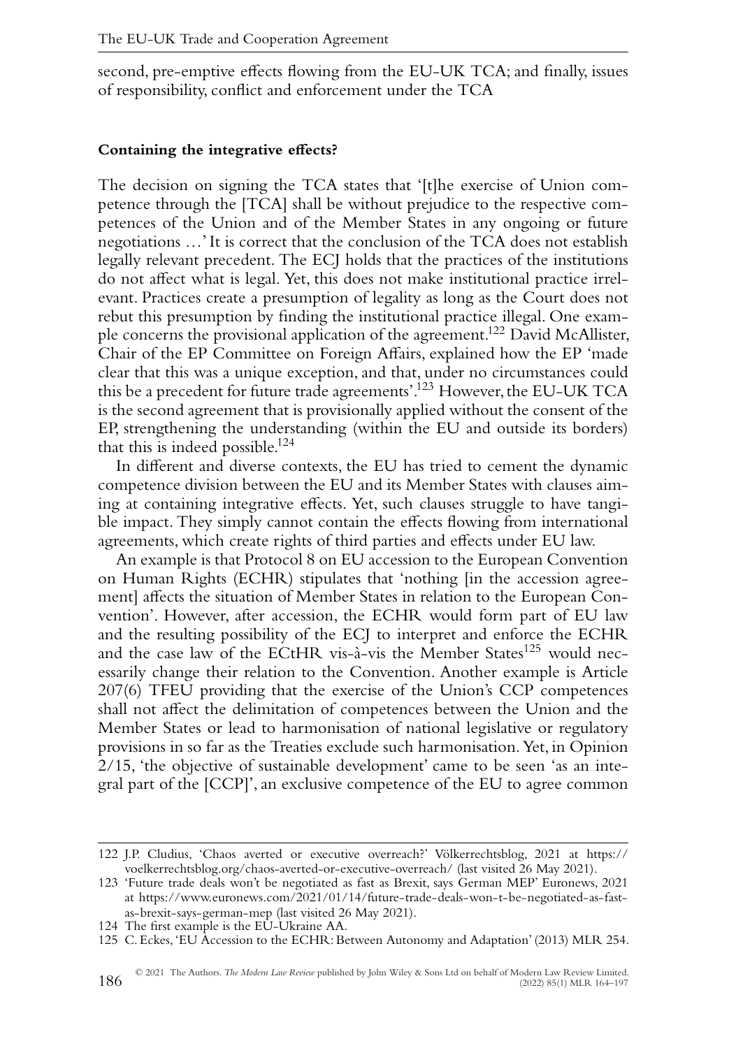second, pre-emptive effects flowing from the EU-UK TCA; and finally, issues of responsibility, conflict and enforcement under the TCA

### Containing the integrative effects?

The decision on signing the TCA states that '[t]he exercise of Union competence through the [TCA] shall be without prejudice to the respective competences of the Union and of the Member States in any ongoing or future negotiations …' It is correct that the conclusion of the TCA does not establish legally relevant precedent. The ECJ holds that the practices of the institutions do not affect what is legal. Yet, this does not make institutional practice irrelevant. Practices create a presumption of legality as long as the Court does not rebut this presumption by finding the institutional practice illegal. One example concerns the provisional application of the agreement.[122] David McAllister, Chair of the EP Committee on Foreign Affairs, explained how the EP 'made clear that this was a unique exception, and that, under no circumstances could this be a precedent for future trade agreements'.[123] However, the EU-UK TCA is the second agreement that is provisionally applied without the consent of the EP, strengthening the understanding (within the EU and outside its borders) that this is indeed possible.[124]

In different and diverse contexts, the EU has tried to cement the dynamic competence division between the EU and its Member States with clauses aiming at containing integrative effects. Yet, such clauses struggle to have tangible impact. They simply cannot contain the effects flowing from international agreements, which create rights of third parties and effects under EU law.

An example is that Protocol 8 on EU accession to the European Convention on Human Rights (ECHR) stipulates that 'nothing [in the accession agreement] affects the situation of Member States in relation to the European Convention'. However, after accession, the ECHR would form part of EU law and the resulting possibility of the ECJ to interpret and enforce the ECHR and the case law of the ECtHR vis-à-vis the Member States[125] would necessarily change their relation to the Convention. Another example is Article 207(6) TFEU providing that the exercise of the Union's CCP competences shall not affect the delimitation of competences between the Union and the Member States or lead to harmonisation of national legislative or regulatory provisions in so far as the Treaties exclude such harmonisation. Yet, in Opinion 2/15, 'the objective of sustainable development' came to be seen 'as an integral part of the [CCP]', an exclusive competence of the EU to agree common

---

122 J.P. Cludius, 'Chaos averted or executive overreach?' Völkerrechtsblog, 2021 at https://voelkerrechtsblog.org/chaos-averted-or-executive-overreach/ (last visited 26 May 2021).

123 'Future trade deals won't be negotiated as fast as Brexit, says German MEP' Euronews, 2021 at https://www.euronews.com/2021/01/14/future-trade-deals-won-t-be-negotiated-as-fast-as-brexit-says-german-mep (last visited 26 May 2021).

124 The first example is the EU-Ukraine AA.

125 C. Eckes, 'EU Accession to the ECHR: Between Autonomy and Adaptation' (2013) MLR 254.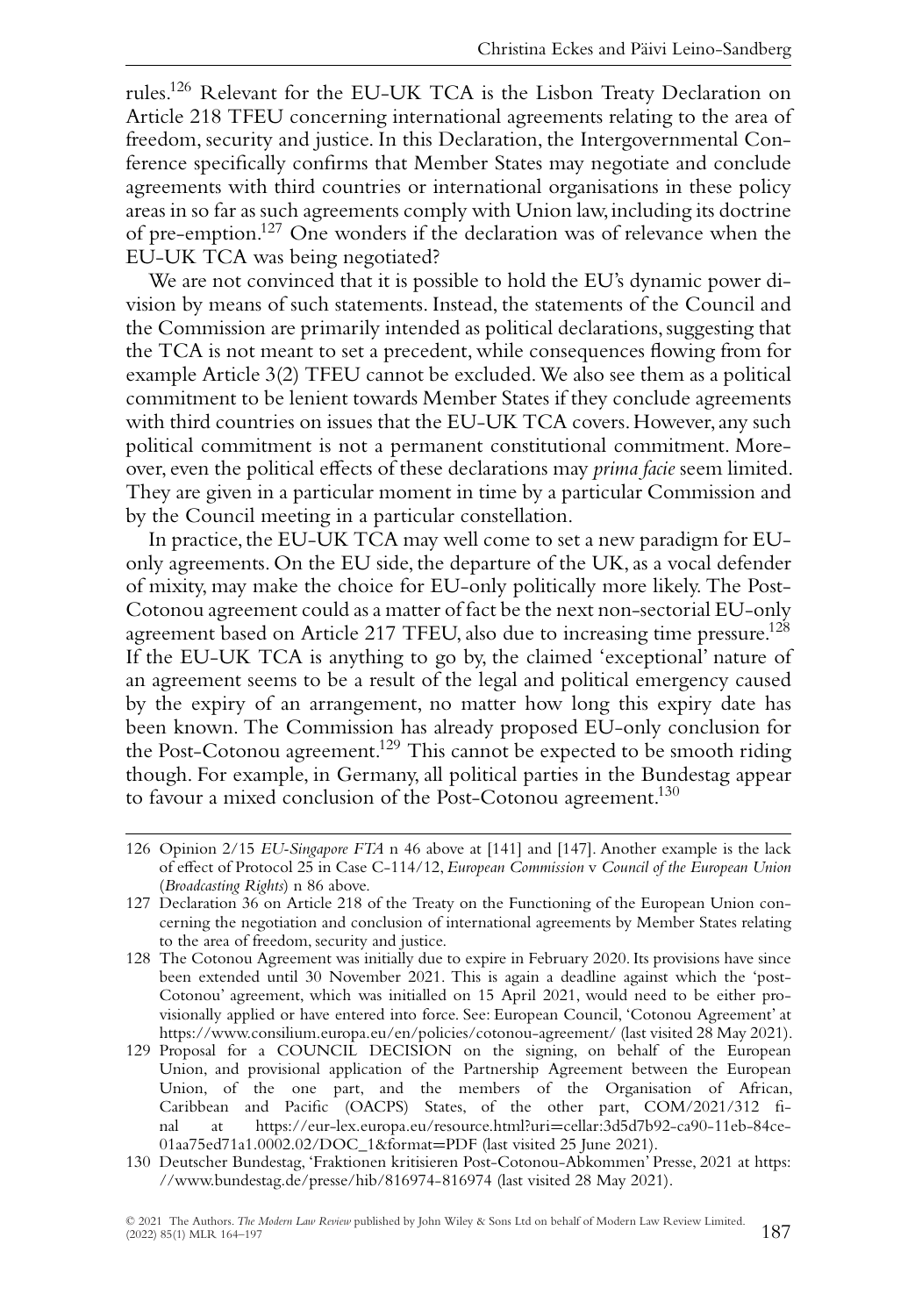rules.[126] Relevant for the EU-UK TCA is the Lisbon Treaty Declaration on Article 218 TFEU concerning international agreements relating to the area of freedom, security and justice. In this Declaration, the Intergovernmental Conference specifically confirms that Member States may negotiate and conclude agreements with third countries or international organisations in these policy areas in so far as such agreements comply with Union law, including its doctrine of pre-emption.[127] One wonders if the declaration was of relevance when the EU-UK TCA was being negotiated?

We are not convinced that it is possible to hold the EU's dynamic power division by means of such statements. Instead, the statements of the Council and the Commission are primarily intended as political declarations, suggesting that the TCA is not meant to set a precedent, while consequences flowing from for example Article 3(2) TFEU cannot be excluded. We also see them as a political commitment to be lenient towards Member States if they conclude agreements with third countries on issues that the EU-UK TCA covers. However, any such political commitment is not a permanent constitutional commitment. Moreover, even the political effects of these declarations may *prima facie* seem limited. They are given in a particular moment in time by a particular Commission and by the Council meeting in a particular constellation.

In practice, the EU-UK TCA may well come to set a new paradigm for EU-only agreements. On the EU side, the departure of the UK, as a vocal defender of mixity, may make the choice for EU-only politically more likely. The Post-Cotonou agreement could as a matter of fact be the next non-sectorial EU-only agreement based on Article 217 TFEU, also due to increasing time pressure.[128] If the EU-UK TCA is anything to go by, the claimed 'exceptional' nature of an agreement seems to be a result of the legal and political emergency caused by the expiry of an arrangement, no matter how long this expiry date has been known. The Commission has already proposed EU-only conclusion for the Post-Cotonou agreement.[129] This cannot be expected to be smooth riding though. For example, in Germany, all political parties in the Bundestag appear to favour a mixed conclusion of the Post-Cotonou agreement.[130]

---

126 Opinion 2/15 *EU-Singapore FTA* n 46 above at [141] and [147]. Another example is the lack of effect of Protocol 25 in Case C-114/12, *European Commission* v *Council of the European Union* (*Broadcasting Rights*) n 86 above.

127 Declaration 36 on Article 218 of the Treaty on the Functioning of the European Union concerning the negotiation and conclusion of international agreements by Member States relating to the area of freedom, security and justice.

128 The Cotonou Agreement was initially due to expire in February 2020. Its provisions have since been extended until 30 November 2021. This is again a deadline against which the 'post-Cotonou' agreement, which was initialled on 15 April 2021, would need to be either provisionally applied or have entered into force. See: European Council, 'Cotonou Agreement' at https://www.consilium.europa.eu/en/policies/cotonou-agreement/ (last visited 28 May 2021).

129 Proposal for a COUNCIL DECISION on the signing, on behalf of the European Union, and provisional application of the Partnership Agreement between the European Union, of the one part, and the members of the Organisation of African, Caribbean and Pacific (OACPS) States, of the other part, COM/2021/312 final at https://eur-lex.europa.eu/resource.html?uri=cellar:3d5d7b92-ca90-11eb-84ce-01aa75ed71a1.0002.02/DOC_1&format=PDF (last visited 25 June 2021).

130 Deutscher Bundestag, 'Fraktionen kritisieren Post-Cotonou-Abkommen' Presse, 2021 at https://www.bundestag.de/presse/hib/816974-816974 (last visited 28 May 2021).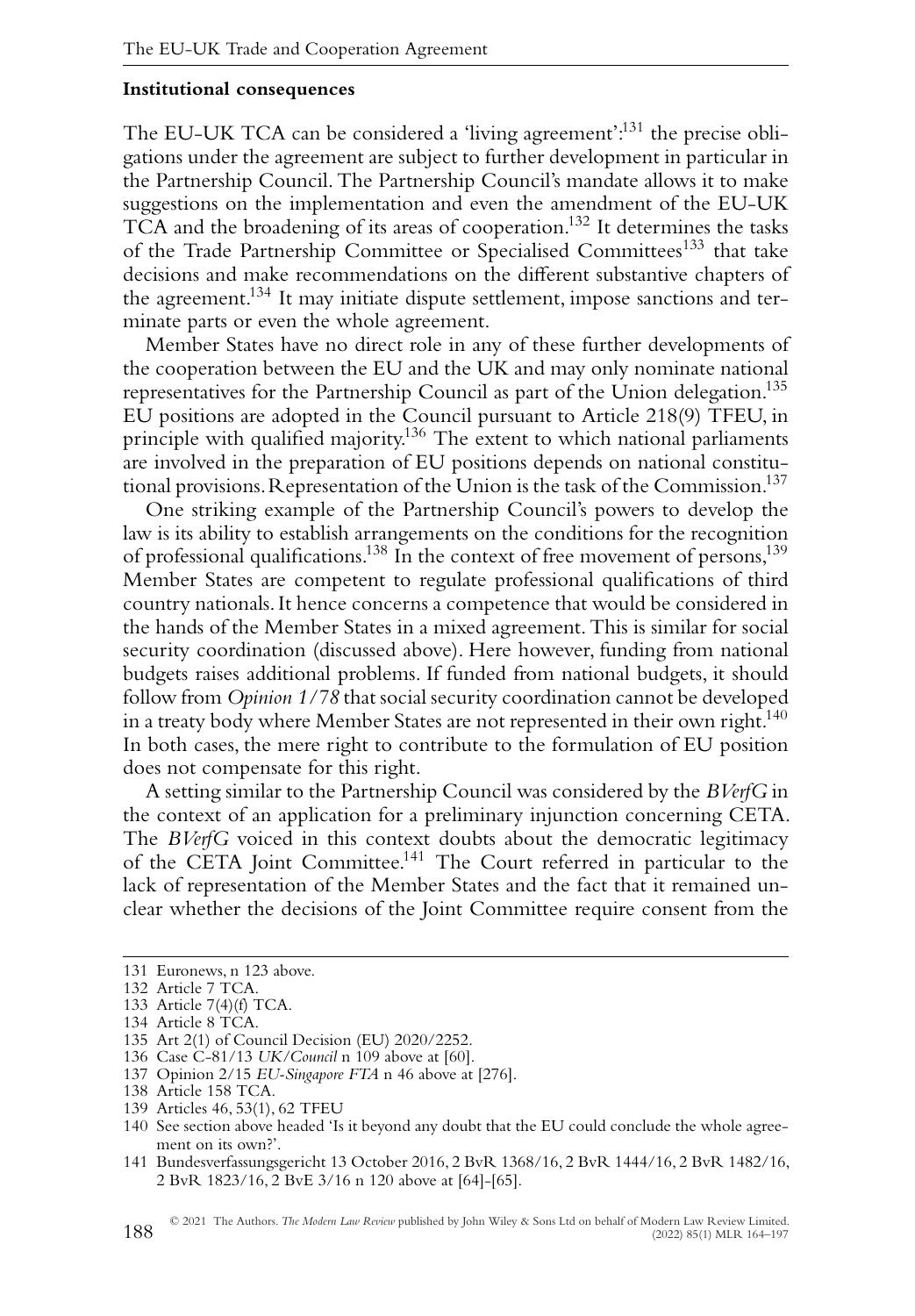**Institutional consequences**

The EU-UK TCA can be considered a 'living agreement':[131] the precise obligations under the agreement are subject to further development in particular in the Partnership Council. The Partnership Council's mandate allows it to make suggestions on the implementation and even the amendment of the EU-UK TCA and the broadening of its areas of cooperation.[132] It determines the tasks of the Trade Partnership Committee or Specialised Committees[133] that take decisions and make recommendations on the different substantive chapters of the agreement.[134] It may initiate dispute settlement, impose sanctions and terminate parts or even the whole agreement.

Member States have no direct role in any of these further developments of the cooperation between the EU and the UK and may only nominate national representatives for the Partnership Council as part of the Union delegation.[135] EU positions are adopted in the Council pursuant to Article 218(9) TFEU, in principle with qualified majority.[136] The extent to which national parliaments are involved in the preparation of EU positions depends on national constitutional provisions. Representation of the Union is the task of the Commission.[137]

One striking example of the Partnership Council's powers to develop the law is its ability to establish arrangements on the conditions for the recognition of professional qualifications.[138] In the context of free movement of persons,[139] Member States are competent to regulate professional qualifications of third country nationals. It hence concerns a competence that would be considered in the hands of the Member States in a mixed agreement. This is similar for social security coordination (discussed above). Here however, funding from national budgets raises additional problems. If funded from national budgets, it should follow from *Opinion 1/78* that social security coordination cannot be developed in a treaty body where Member States are not represented in their own right.[140] In both cases, the mere right to contribute to the formulation of EU position does not compensate for this right.

A setting similar to the Partnership Council was considered by the *BVerfG* in the context of an application for a preliminary injunction concerning CETA. The *BVerfG* voiced in this context doubts about the democratic legitimacy of the CETA Joint Committee.[141] The Court referred in particular to the lack of representation of the Member States and the fact that it remained unclear whether the decisions of the Joint Committee require consent from the

---

131 Euronews, n 123 above.

132 Article 7 TCA.

133 Article 7(4)(f) TCA.

134 Article 8 TCA.

135 Art 2(1) of Council Decision (EU) 2020/2252.

136 Case C-81/13 *UK/Council* n 109 above at [60].

137 Opinion 2/15 *EU-Singapore FTA* n 46 above at [276].

138 Article 158 TCA.

139 Articles 46, 53(1), 62 TFEU

140 See section above headed 'Is it beyond any doubt that the EU could conclude the whole agreement on its own?'.

141 Bundesverfassungsgericht 13 October 2016, 2 BvR 1368/16, 2 BvR 1444/16, 2 BvR 1482/16, 2 BvR 1823/16, 2 BvE 3/16 n 120 above at [64]-[65].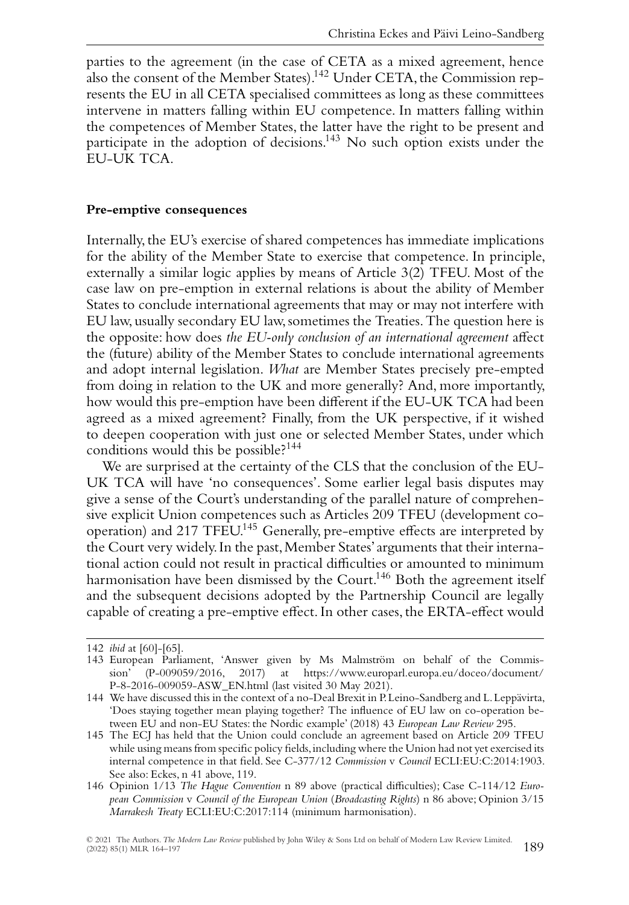parties to the agreement (in the case of CETA as a mixed agreement, hence also the consent of the Member States).[142] Under CETA, the Commission represents the EU in all CETA specialised committees as long as these committees intervene in matters falling within EU competence. In matters falling within the competences of Member States, the latter have the right to be present and participate in the adoption of decisions.[143] No such option exists under the EU-UK TCA.

**Pre-emptive consequences**

Internally, the EU's exercise of shared competences has immediate implications for the ability of the Member State to exercise that competence. In principle, externally a similar logic applies by means of Article 3(2) TFEU. Most of the case law on pre-emption in external relations is about the ability of Member States to conclude international agreements that may or may not interfere with EU law, usually secondary EU law, sometimes the Treaties. The question here is the opposite: how does *the EU-only conclusion of an international agreement* affect the (future) ability of the Member States to conclude international agreements and adopt internal legislation. *What* are Member States precisely pre-empted from doing in relation to the UK and more generally? And, more importantly, how would this pre-emption have been different if the EU-UK TCA had been agreed as a mixed agreement? Finally, from the UK perspective, if it wished to deepen cooperation with just one or selected Member States, under which conditions would this be possible?[144]

We are surprised at the certainty of the CLS that the conclusion of the EU-UK TCA will have 'no consequences'. Some earlier legal basis disputes may give a sense of the Court's understanding of the parallel nature of comprehensive explicit Union competences such as Articles 209 TFEU (development co-operation) and 217 TFEU.[145] Generally, pre-emptive effects are interpreted by the Court very widely. In the past, Member States' arguments that their international action could not result in practical difficulties or amounted to minimum harmonisation have been dismissed by the Court.[146] Both the agreement itself and the subsequent decisions adopted by the Partnership Council are legally capable of creating a pre-emptive effect. In other cases, the ERTA-effect would

---

142 *ibid* at [60]-[65].

143 European Parliament, 'Answer given by Ms Malmström on behalf of the Commission' (P-009059/2016, 2017) at https://www.europarl.europa.eu/doceo/document/P-8-2016-009059-ASW_EN.html (last visited 30 May 2021).

144 We have discussed this in the context of a no-Deal Brexit in P. Leino-Sandberg and L. Leppävirta, 'Does staying together mean playing together? The influence of EU law on co-operation between EU and non-EU States: the Nordic example' (2018) 43 *European Law Review* 295.

145 The ECJ has held that the Union could conclude an agreement based on Article 209 TFEU while using means from specific policy fields, including where the Union had not yet exercised its internal competence in that field. See C-377/12 *Commission* v *Council* ECLI:EU:C:2014:1903. See also: Eckes, n 41 above, 119.

146 Opinion 1/13 *The Hague Convention* n 89 above (practical difficulties); Case C-114/12 *European Commission* v *Council of the European Union* (*Broadcasting Rights*) n 86 above; Opinion 3/15 *Marrakesh Treaty* ECLI:EU:C:2017:114 (minimum harmonisation).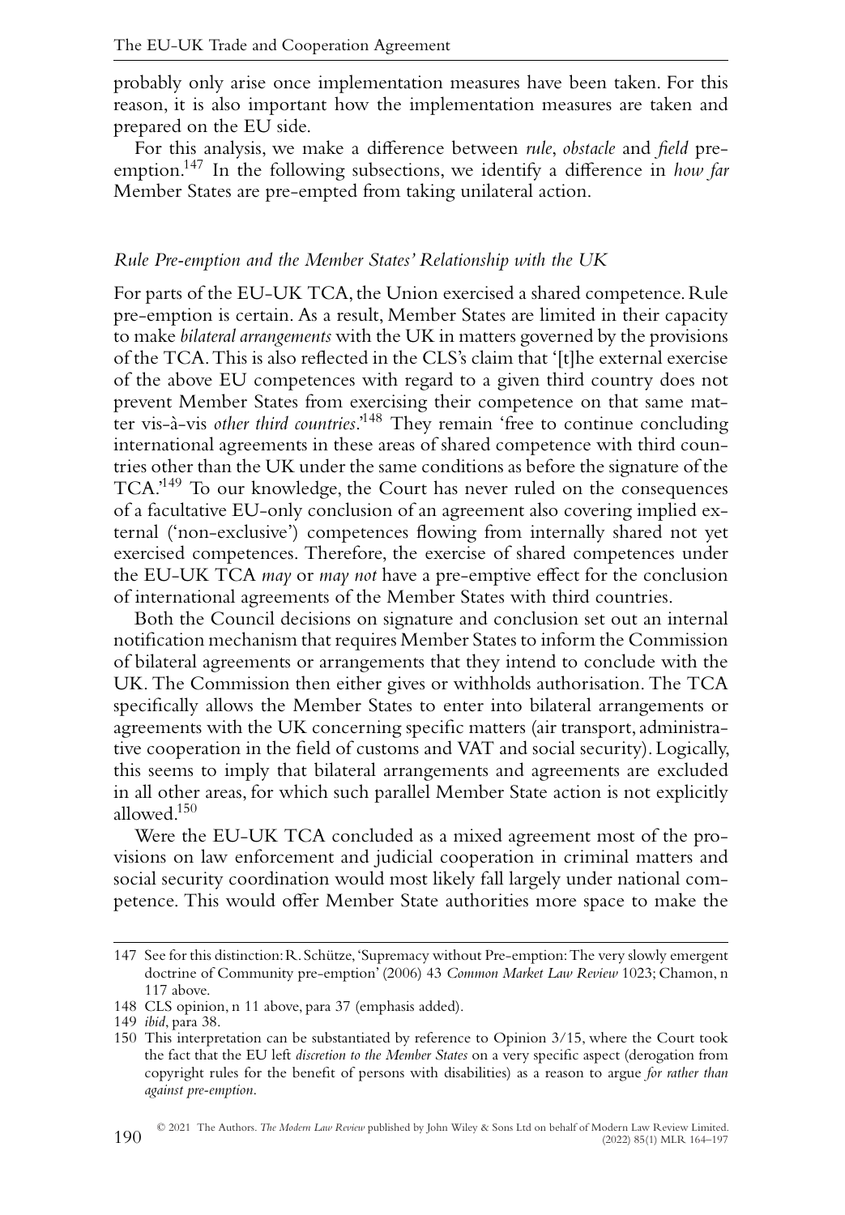probably only arise once implementation measures have been taken. For this reason, it is also important how the implementation measures are taken and prepared on the EU side.

For this analysis, we make a difference between *rule*, *obstacle* and *field* pre-emption.[147] In the following subsections, we identify a difference in *how far* Member States are pre-empted from taking unilateral action.

### *Rule Pre-emption and the Member States' Relationship with the UK*

For parts of the EU-UK TCA, the Union exercised a shared competence. Rule pre-emption is certain. As a result, Member States are limited in their capacity to make *bilateral arrangements* with the UK in matters governed by the provisions of the TCA. This is also reflected in the CLS's claim that '[t]he external exercise of the above EU competences with regard to a given third country does not prevent Member States from exercising their competence on that same matter vis-à-vis *other third countries*.'[148] They remain 'free to continue concluding international agreements in these areas of shared competence with third countries other than the UK under the same conditions as before the signature of the TCA.'[149] To our knowledge, the Court has never ruled on the consequences of a facultative EU-only conclusion of an agreement also covering implied external ('non-exclusive') competences flowing from internally shared not yet exercised competences. Therefore, the exercise of shared competences under the EU-UK TCA *may* or *may not* have a pre-emptive effect for the conclusion of international agreements of the Member States with third countries.

Both the Council decisions on signature and conclusion set out an internal notification mechanism that requires Member States to inform the Commission of bilateral agreements or arrangements that they intend to conclude with the UK. The Commission then either gives or withholds authorisation. The TCA specifically allows the Member States to enter into bilateral arrangements or agreements with the UK concerning specific matters (air transport, administrative cooperation in the field of customs and VAT and social security). Logically, this seems to imply that bilateral arrangements and agreements are excluded in all other areas, for which such parallel Member State action is not explicitly allowed.[150]

Were the EU-UK TCA concluded as a mixed agreement most of the provisions on law enforcement and judicial cooperation in criminal matters and social security coordination would most likely fall largely under national competence. This would offer Member State authorities more space to make the

---

147 See for this distinction: R. Schütze, 'Supremacy without Pre-emption: The very slowly emergent doctrine of Community pre-emption' (2006) 43 *Common Market Law Review* 1023; Chamon, n 117 above.

148 CLS opinion, n 11 above, para 37 (emphasis added).

149 *ibid*, para 38.

150 This interpretation can be substantiated by reference to Opinion 3/15, where the Court took the fact that the EU left *discretion to the Member States* on a very specific aspect (derogation from copyright rules for the benefit of persons with disabilities) as a reason to argue *for rather than against pre-emption*.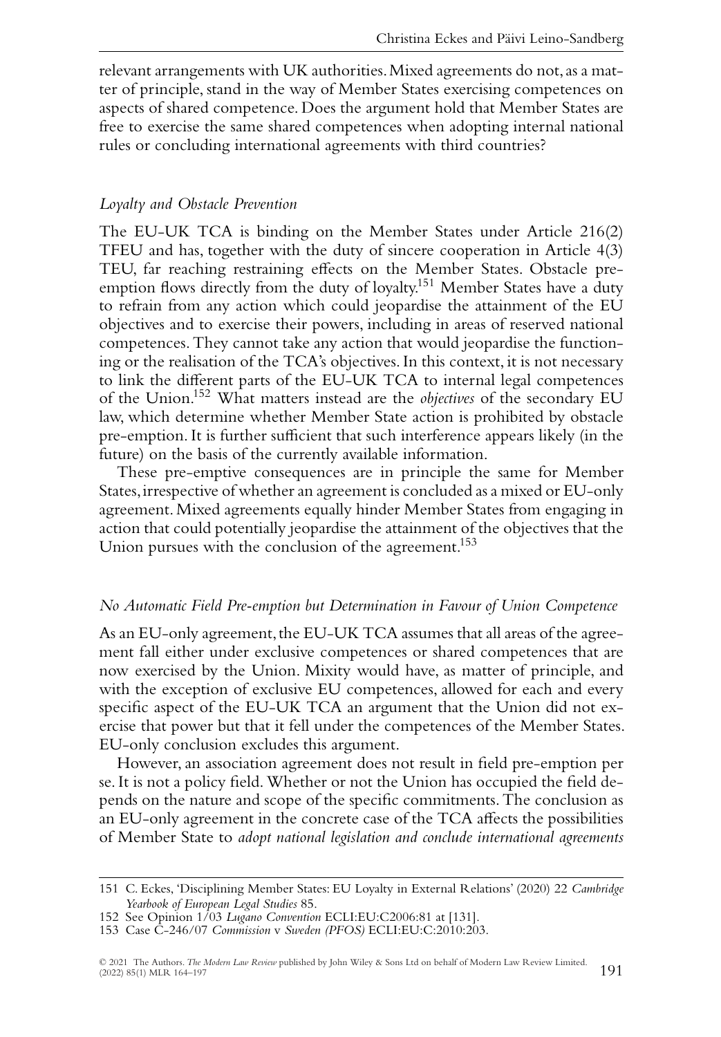relevant arrangements with UK authorities. Mixed agreements do not, as a matter of principle, stand in the way of Member States exercising competences on aspects of shared competence. Does the argument hold that Member States are free to exercise the same shared competences when adopting internal national rules or concluding international agreements with third countries?

### *Loyalty and Obstacle Prevention*

The EU-UK TCA is binding on the Member States under Article 216(2) TFEU and has, together with the duty of sincere cooperation in Article 4(3) TEU, far reaching restraining effects on the Member States. Obstacle preemption flows directly from the duty of loyalty.[151] Member States have a duty to refrain from any action which could jeopardise the attainment of the EU objectives and to exercise their powers, including in areas of reserved national competences. They cannot take any action that would jeopardise the functioning or the realisation of the TCA's objectives. In this context, it is not necessary to link the different parts of the EU-UK TCA to internal legal competences of the Union.[152] What matters instead are the *objectives* of the secondary EU law, which determine whether Member State action is prohibited by obstacle pre-emption. It is further sufficient that such interference appears likely (in the future) on the basis of the currently available information.

These pre-emptive consequences are in principle the same for Member States, irrespective of whether an agreement is concluded as a mixed or EU-only agreement. Mixed agreements equally hinder Member States from engaging in action that could potentially jeopardise the attainment of the objectives that the Union pursues with the conclusion of the agreement.[153]

### *No Automatic Field Pre-emption but Determination in Favour of Union Competence*

As an EU-only agreement, the EU-UK TCA assumes that all areas of the agreement fall either under exclusive competences or shared competences that are now exercised by the Union. Mixity would have, as matter of principle, and with the exception of exclusive EU competences, allowed for each and every specific aspect of the EU-UK TCA an argument that the Union did not exercise that power but that it fell under the competences of the Member States. EU-only conclusion excludes this argument.

However, an association agreement does not result in field pre-emption per se. It is not a policy field. Whether or not the Union has occupied the field depends on the nature and scope of the specific commitments. The conclusion as an EU-only agreement in the concrete case of the TCA affects the possibilities of Member State to *adopt national legislation and conclude international agreements*

---

151 C. Eckes, 'Disciplining Member States: EU Loyalty in External Relations' (2020) 22 *Cambridge Yearbook of European Legal Studies* 85.

152 See Opinion 1/03 *Lugano Convention* ECLI:EU:C2006:81 at [131].

153 Case C-246/07 *Commission* v *Sweden (PFOS)* ECLI:EU:C:2010:203.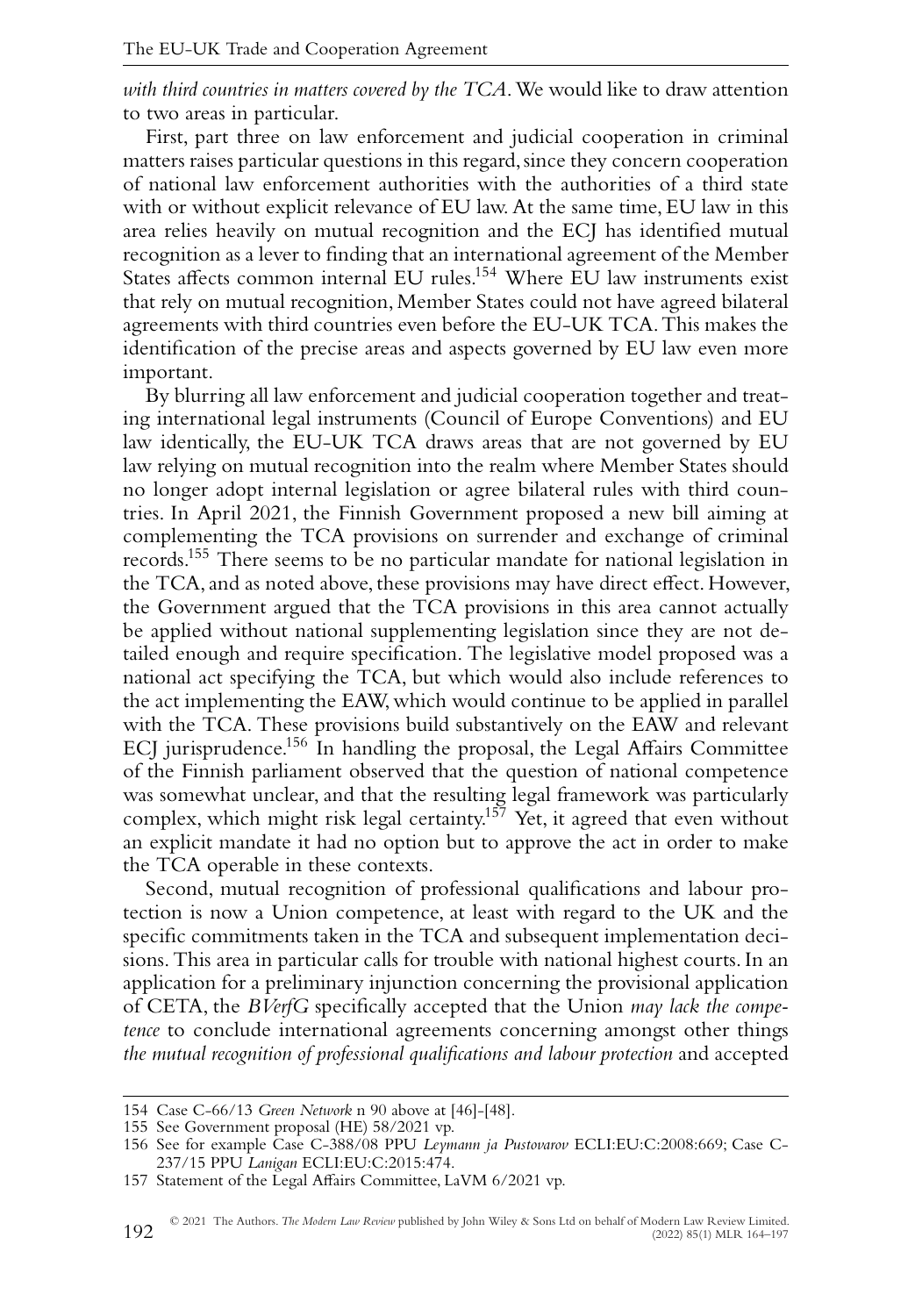*with third countries in matters covered by the TCA*. We would like to draw attention to two areas in particular.

First, part three on law enforcement and judicial cooperation in criminal matters raises particular questions in this regard, since they concern cooperation of national law enforcement authorities with the authorities of a third state with or without explicit relevance of EU law. At the same time, EU law in this area relies heavily on mutual recognition and the ECJ has identified mutual recognition as a lever to finding that an international agreement of the Member States affects common internal EU rules.[154] Where EU law instruments exist that rely on mutual recognition, Member States could not have agreed bilateral agreements with third countries even before the EU-UK TCA. This makes the identification of the precise areas and aspects governed by EU law even more important.

By blurring all law enforcement and judicial cooperation together and treating international legal instruments (Council of Europe Conventions) and EU law identically, the EU-UK TCA draws areas that are not governed by EU law relying on mutual recognition into the realm where Member States should no longer adopt internal legislation or agree bilateral rules with third countries. In April 2021, the Finnish Government proposed a new bill aiming at complementing the TCA provisions on surrender and exchange of criminal records.[155] There seems to be no particular mandate for national legislation in the TCA, and as noted above, these provisions may have direct effect. However, the Government argued that the TCA provisions in this area cannot actually be applied without national supplementing legislation since they are not detailed enough and require specification. The legislative model proposed was a national act specifying the TCA, but which would also include references to the act implementing the EAW, which would continue to be applied in parallel with the TCA. These provisions build substantively on the EAW and relevant ECJ jurisprudence.[156] In handling the proposal, the Legal Affairs Committee of the Finnish parliament observed that the question of national competence was somewhat unclear, and that the resulting legal framework was particularly complex, which might risk legal certainty.[157] Yet, it agreed that even without an explicit mandate it had no option but to approve the act in order to make the TCA operable in these contexts.

Second, mutual recognition of professional qualifications and labour protection is now a Union competence, at least with regard to the UK and the specific commitments taken in the TCA and subsequent implementation decisions. This area in particular calls for trouble with national highest courts. In an application for a preliminary injunction concerning the provisional application of CETA, the *BVerfG* specifically accepted that the Union *may lack the competence* to conclude international agreements concerning amongst other things *the mutual recognition of professional qualifications and labour protection* and accepted

154 Case C-66/13 *Green Network* n 90 above at [46]-[48].

155 See Government proposal (HE) 58/2021 vp.

156 See for example Case C-388/08 PPU *Leymann ja Pustovarov* ECLI:EU:C:2008:669; Case C-237/15 PPU *Lanigan* ECLI:EU:C:2015:474.

157 Statement of the Legal Affairs Committee, LaVM 6/2021 vp.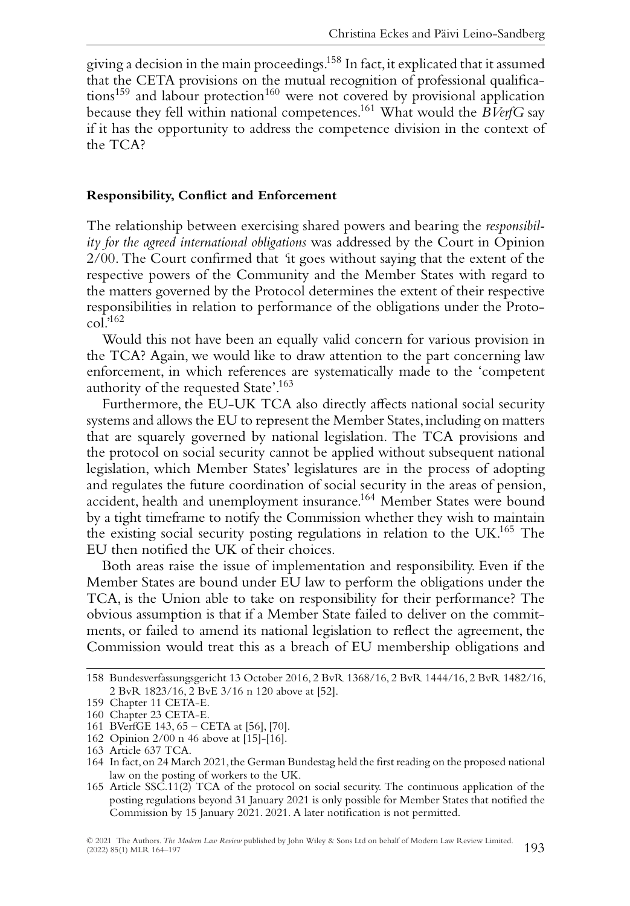giving a decision in the main proceedings.[158] In fact, it explicated that it assumed that the CETA provisions on the mutual recognition of professional qualifications[159] and labour protection[160] were not covered by provisional application because they fell within national competences.[161] What would the *BVerfG* say if it has the opportunity to address the competence division in the context of the TCA?

### Responsibility, Conflict and Enforcement

The relationship between exercising shared powers and bearing the *responsibility for the agreed international obligations* was addressed by the Court in Opinion 2/00. The Court confirmed that 'it goes without saying that the extent of the respective powers of the Community and the Member States with regard to the matters governed by the Protocol determines the extent of their respective responsibilities in relation to performance of the obligations under the Protocol.'[162]

Would this not have been an equally valid concern for various provision in the TCA? Again, we would like to draw attention to the part concerning law enforcement, in which references are systematically made to the 'competent authority of the requested State'.[163]

Furthermore, the EU-UK TCA also directly affects national social security systems and allows the EU to represent the Member States, including on matters that are squarely governed by national legislation. The TCA provisions and the protocol on social security cannot be applied without subsequent national legislation, which Member States' legislatures are in the process of adopting and regulates the future coordination of social security in the areas of pension, accident, health and unemployment insurance.[164] Member States were bound by a tight timeframe to notify the Commission whether they wish to maintain the existing social security posting regulations in relation to the UK.[165] The EU then notified the UK of their choices.

Both areas raise the issue of implementation and responsibility. Even if the Member States are bound under EU law to perform the obligations under the TCA, is the Union able to take on responsibility for their performance? The obvious assumption is that if a Member State failed to deliver on the commitments, or failed to amend its national legislation to reflect the agreement, the Commission would treat this as a breach of EU membership obligations and

---

158 Bundesverfassungsgericht 13 October 2016, 2 BvR 1368/16, 2 BvR 1444/16, 2 BvR 1482/16, 2 BvR 1823/16, 2 BvE 3/16 n 120 above at [52].

159 Chapter 11 CETA-E.

160 Chapter 23 CETA-E.

161 BVerfGE 143, 65 – CETA at [56], [70].

162 Opinion 2/00 n 46 above at [15]-[16].

163 Article 637 TCA.

164 In fact, on 24 March 2021, the German Bundestag held the first reading on the proposed national law on the posting of workers to the UK.

165 Article SSC.11(2) TCA of the protocol on social security. The continuous application of the posting regulations beyond 31 January 2021 is only possible for Member States that notified the Commission by 15 January 2021. 2021. A later notification is not permitted.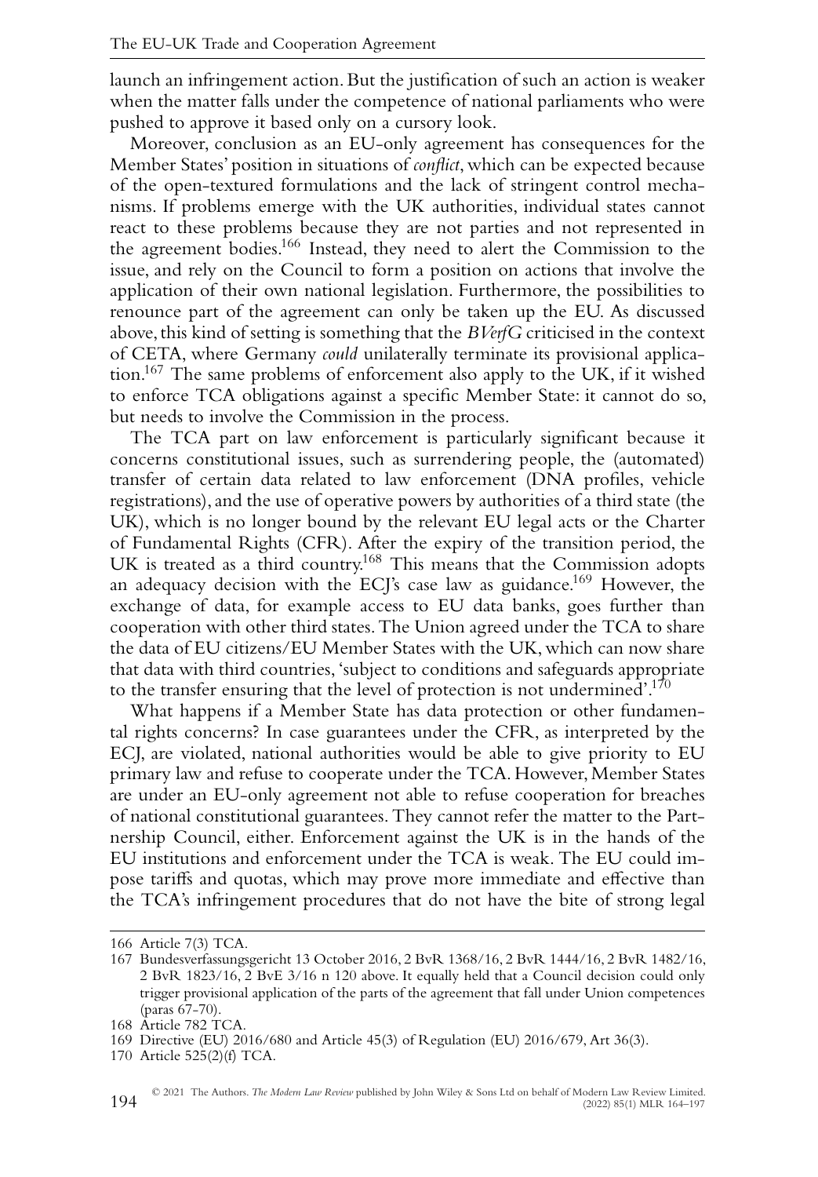launch an infringement action. But the justification of such an action is weaker when the matter falls under the competence of national parliaments who were pushed to approve it based only on a cursory look.

Moreover, conclusion as an EU-only agreement has consequences for the Member States' position in situations of *conflict*, which can be expected because of the open-textured formulations and the lack of stringent control mechanisms. If problems emerge with the UK authorities, individual states cannot react to these problems because they are not parties and not represented in the agreement bodies.[166] Instead, they need to alert the Commission to the issue, and rely on the Council to form a position on actions that involve the application of their own national legislation. Furthermore, the possibilities to renounce part of the agreement can only be taken up the EU. As discussed above, this kind of setting is something that the *BVerfG* criticised in the context of CETA, where Germany *could* unilaterally terminate its provisional application.[167] The same problems of enforcement also apply to the UK, if it wished to enforce TCA obligations against a specific Member State: it cannot do so, but needs to involve the Commission in the process.

The TCA part on law enforcement is particularly significant because it concerns constitutional issues, such as surrendering people, the (automated) transfer of certain data related to law enforcement (DNA profiles, vehicle registrations), and the use of operative powers by authorities of a third state (the UK), which is no longer bound by the relevant EU legal acts or the Charter of Fundamental Rights (CFR). After the expiry of the transition period, the UK is treated as a third country.[168] This means that the Commission adopts an adequacy decision with the ECJ's case law as guidance.[169] However, the exchange of data, for example access to EU data banks, goes further than cooperation with other third states. The Union agreed under the TCA to share the data of EU citizens/EU Member States with the UK, which can now share that data with third countries, 'subject to conditions and safeguards appropriate to the transfer ensuring that the level of protection is not undermined'.[170]

What happens if a Member State has data protection or other fundamental rights concerns? In case guarantees under the CFR, as interpreted by the ECJ, are violated, national authorities would be able to give priority to EU primary law and refuse to cooperate under the TCA. However, Member States are under an EU-only agreement not able to refuse cooperation for breaches of national constitutional guarantees. They cannot refer the matter to the Partnership Council, either. Enforcement against the UK is in the hands of the EU institutions and enforcement under the TCA is weak. The EU could impose tariffs and quotas, which may prove more immediate and effective than the TCA's infringement procedures that do not have the bite of strong legal

166 Article 7(3) TCA.

167 Bundesverfassungsgericht 13 October 2016, 2 BvR 1368/16, 2 BvR 1444/16, 2 BvR 1482/16, 2 BvR 1823/16, 2 BvE 3/16 n 120 above. It equally held that a Council decision could only trigger provisional application of the parts of the agreement that fall under Union competences (paras 67-70).

168 Article 782 TCA.

169 Directive (EU) 2016/680 and Article 45(3) of Regulation (EU) 2016/679, Art 36(3).

170 Article 525(2)(f) TCA.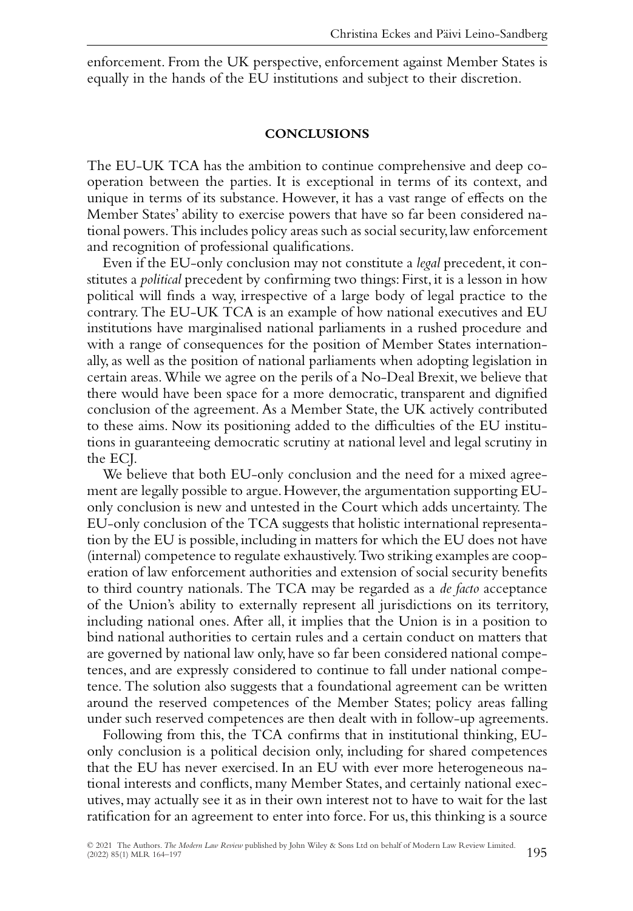enforcement. From the UK perspective, enforcement against Member States is equally in the hands of the EU institutions and subject to their discretion.

## CONCLUSIONS

The EU-UK TCA has the ambition to continue comprehensive and deep co-operation between the parties. It is exceptional in terms of its context, and unique in terms of its substance. However, it has a vast range of effects on the Member States' ability to exercise powers that have so far been considered national powers. This includes policy areas such as social security, law enforcement and recognition of professional qualifications.

Even if the EU-only conclusion may not constitute a *legal* precedent, it constitutes a *political* precedent by confirming two things: First, it is a lesson in how political will finds a way, irrespective of a large body of legal practice to the contrary. The EU-UK TCA is an example of how national executives and EU institutions have marginalised national parliaments in a rushed procedure and with a range of consequences for the position of Member States internationally, as well as the position of national parliaments when adopting legislation in certain areas. While we agree on the perils of a No-Deal Brexit, we believe that there would have been space for a more democratic, transparent and dignified conclusion of the agreement. As a Member State, the UK actively contributed to these aims. Now its positioning added to the difficulties of the EU institutions in guaranteeing democratic scrutiny at national level and legal scrutiny in the ECJ.

We believe that both EU-only conclusion and the need for a mixed agreement are legally possible to argue. However, the argumentation supporting EU-only conclusion is new and untested in the Court which adds uncertainty. The EU-only conclusion of the TCA suggests that holistic international representation by the EU is possible, including in matters for which the EU does not have (internal) competence to regulate exhaustively. Two striking examples are cooperation of law enforcement authorities and extension of social security benefits to third country nationals. The TCA may be regarded as a *de facto* acceptance of the Union's ability to externally represent all jurisdictions on its territory, including national ones. After all, it implies that the Union is in a position to bind national authorities to certain rules and a certain conduct on matters that are governed by national law only, have so far been considered national competences, and are expressly considered to continue to fall under national competence. The solution also suggests that a foundational agreement can be written around the reserved competences of the Member States; policy areas falling under such reserved competences are then dealt with in follow-up agreements.

Following from this, the TCA confirms that in institutional thinking, EU-only conclusion is a political decision only, including for shared competences that the EU has never exercised. In an EU with ever more heterogeneous national interests and conflicts, many Member States, and certainly national executives, may actually see it as in their own interest not to have to wait for the last ratification for an agreement to enter into force. For us, this thinking is a source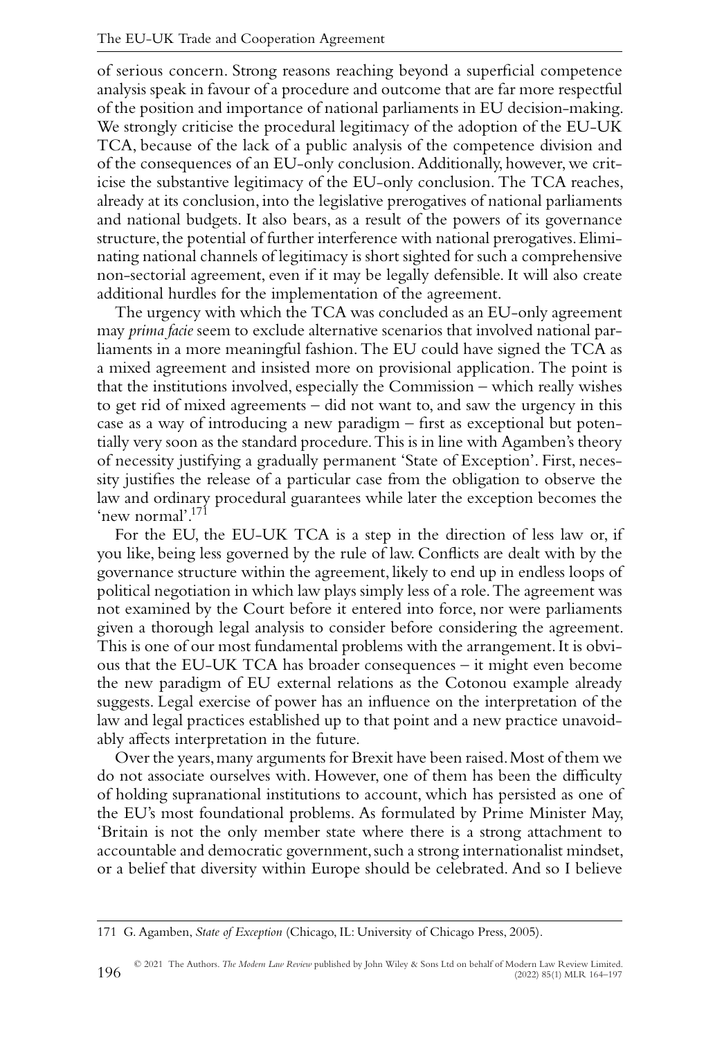of serious concern. Strong reasons reaching beyond a superficial competence analysis speak in favour of a procedure and outcome that are far more respectful of the position and importance of national parliaments in EU decision-making. We strongly criticise the procedural legitimacy of the adoption of the EU-UK TCA, because of the lack of a public analysis of the competence division and of the consequences of an EU-only conclusion. Additionally, however, we criticise the substantive legitimacy of the EU-only conclusion. The TCA reaches, already at its conclusion, into the legislative prerogatives of national parliaments and national budgets. It also bears, as a result of the powers of its governance structure, the potential of further interference with national prerogatives. Eliminating national channels of legitimacy is short sighted for such a comprehensive non-sectorial agreement, even if it may be legally defensible. It will also create additional hurdles for the implementation of the agreement.

The urgency with which the TCA was concluded as an EU-only agreement may *prima facie* seem to exclude alternative scenarios that involved national parliaments in a more meaningful fashion. The EU could have signed the TCA as a mixed agreement and insisted more on provisional application. The point is that the institutions involved, especially the Commission – which really wishes to get rid of mixed agreements – did not want to, and saw the urgency in this case as a way of introducing a new paradigm – first as exceptional but potentially very soon as the standard procedure. This is in line with Agamben's theory of necessity justifying a gradually permanent 'State of Exception'. First, necessity justifies the release of a particular case from the obligation to observe the law and ordinary procedural guarantees while later the exception becomes the 'new normal'.[171]

For the EU, the EU-UK TCA is a step in the direction of less law or, if you like, being less governed by the rule of law. Conflicts are dealt with by the governance structure within the agreement, likely to end up in endless loops of political negotiation in which law plays simply less of a role. The agreement was not examined by the Court before it entered into force, nor were parliaments given a thorough legal analysis to consider before considering the agreement. This is one of our most fundamental problems with the arrangement. It is obvious that the EU-UK TCA has broader consequences – it might even become the new paradigm of EU external relations as the Cotonou example already suggests. Legal exercise of power has an influence on the interpretation of the law and legal practices established up to that point and a new practice unavoidably affects interpretation in the future.

Over the years, many arguments for Brexit have been raised. Most of them we do not associate ourselves with. However, one of them has been the difficulty of holding supranational institutions to account, which has persisted as one of the EU's most foundational problems. As formulated by Prime Minister May, 'Britain is not the only member state where there is a strong attachment to accountable and democratic government, such a strong internationalist mindset, or a belief that diversity within Europe should be celebrated. And so I believe

---

171 G. Agamben, *State of Exception* (Chicago, IL: University of Chicago Press, 2005).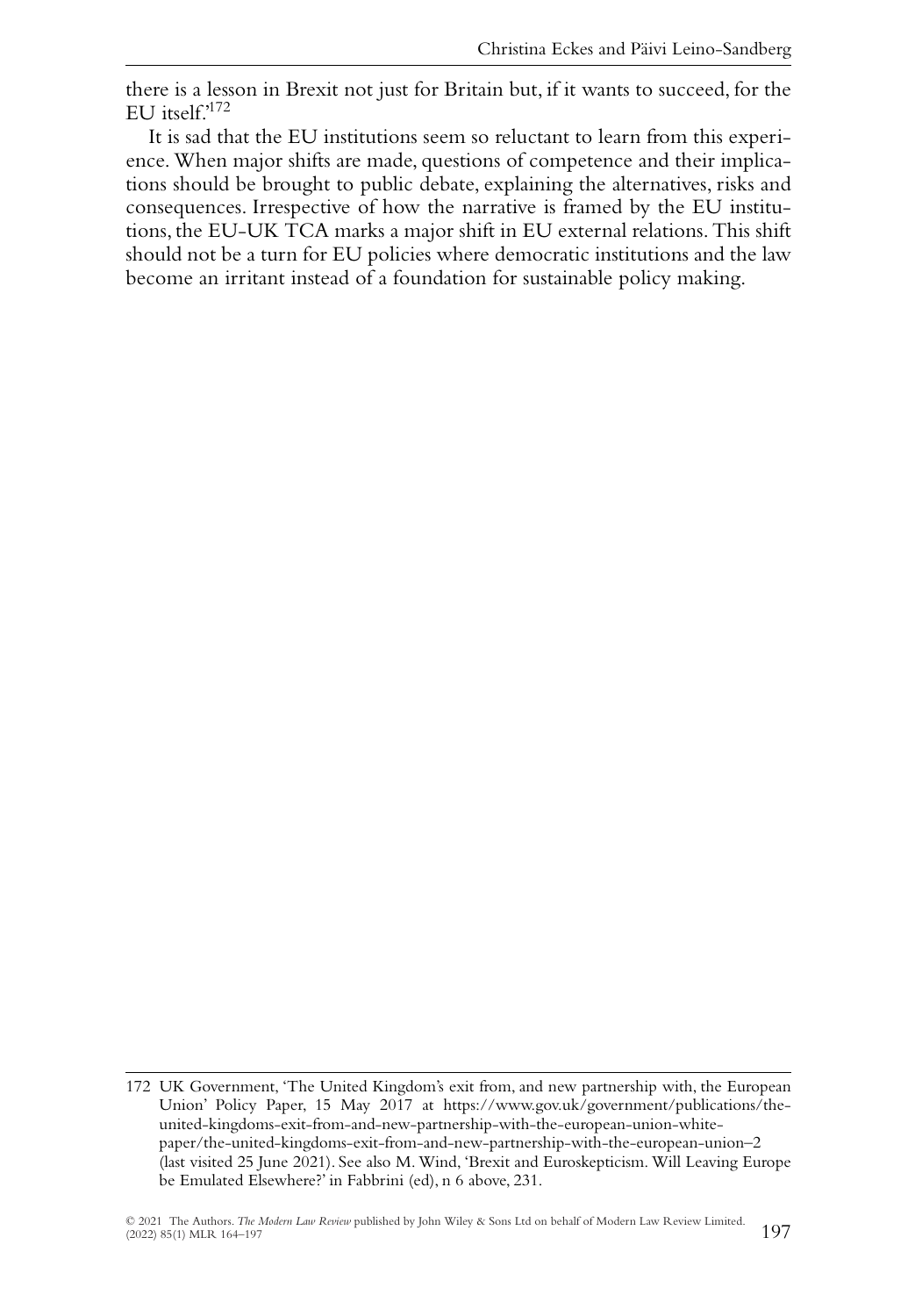there is a lesson in Brexit not just for Britain but, if it wants to succeed, for the EU itself.'[172]

It is sad that the EU institutions seem so reluctant to learn from this experience. When major shifts are made, questions of competence and their implications should be brought to public debate, explaining the alternatives, risks and consequences. Irrespective of how the narrative is framed by the EU institutions, the EU-UK TCA marks a major shift in EU external relations. This shift should not be a turn for EU policies where democratic institutions and the law become an irritant instead of a foundation for sustainable policy making.

172 UK Government, 'The United Kingdom's exit from, and new partnership with, the European Union' Policy Paper, 15 May 2017 at https://www.gov.uk/government/publications/the-united-kingdoms-exit-from-and-new-partnership-with-the-european-union-white-paper/the-united-kingdoms-exit-from-and-new-partnership-with-the-european-union–2 (last visited 25 June 2021). See also M. Wind, 'Brexit and Euroskepticism. Will Leaving Europe be Emulated Elsewhere?' in Fabbrini (ed), n 6 above, 231.